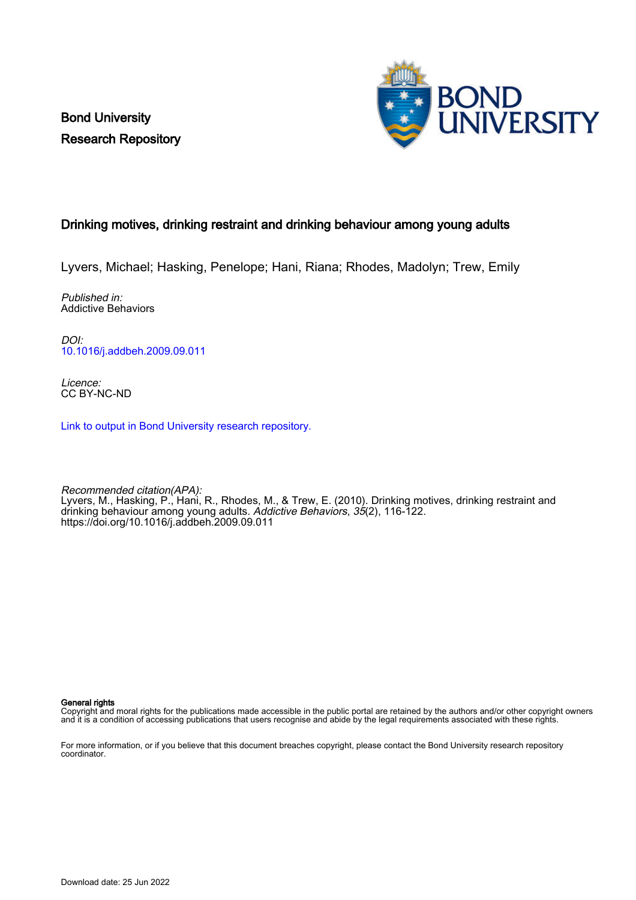Bond University
Research Repository

# Drinking motives, drinking restraint and drinking behaviour among young adults

Lyvers, Michael; Hasking, Penelope; Hani, Riana; Rhodes, Madolyn; Trew, Emily

*Published in:*
Addictive Behaviors

*DOI:*
10.1016/j.addbeh.2009.09.011

*Licence:*
CC BY-NC-ND

Link to output in Bond University research repository.

*Recommended citation(APA):*
Lyvers, M., Hasking, P., Hani, R., Rhodes, M., & Trew, E. (2010). Drinking motives, drinking restraint and drinking behaviour among young adults. *Addictive Behaviors*, *35*(2), 116-122. https://doi.org/10.1016/j.addbeh.2009.09.011

**General rights**
Copyright and moral rights for the publications made accessible in the public portal are retained by the authors and/or other copyright owners and it is a condition of accessing publications that users recognise and abide by the legal requirements associated with these rights.

For more information, or if you believe that this document breaches copyright, please contact the Bond University research repository coordinator.

Download date: 25 Jun 2022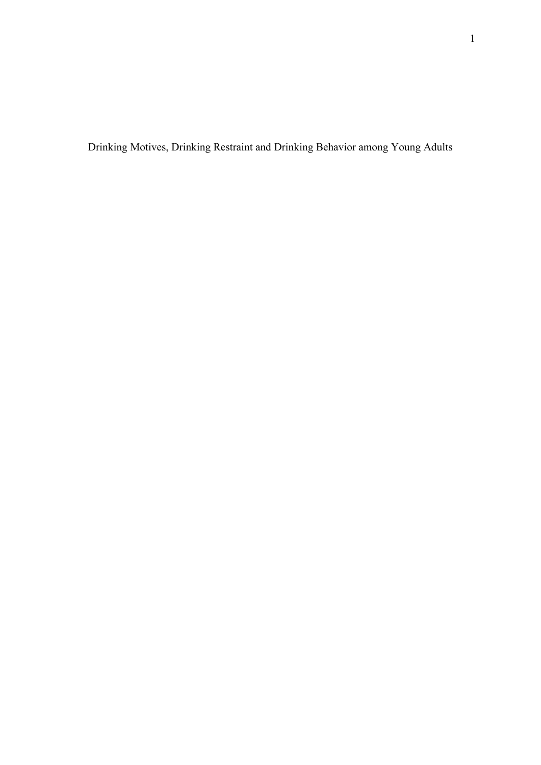# Drinking Motives, Drinking Restraint and Drinking Behavior among Young Adults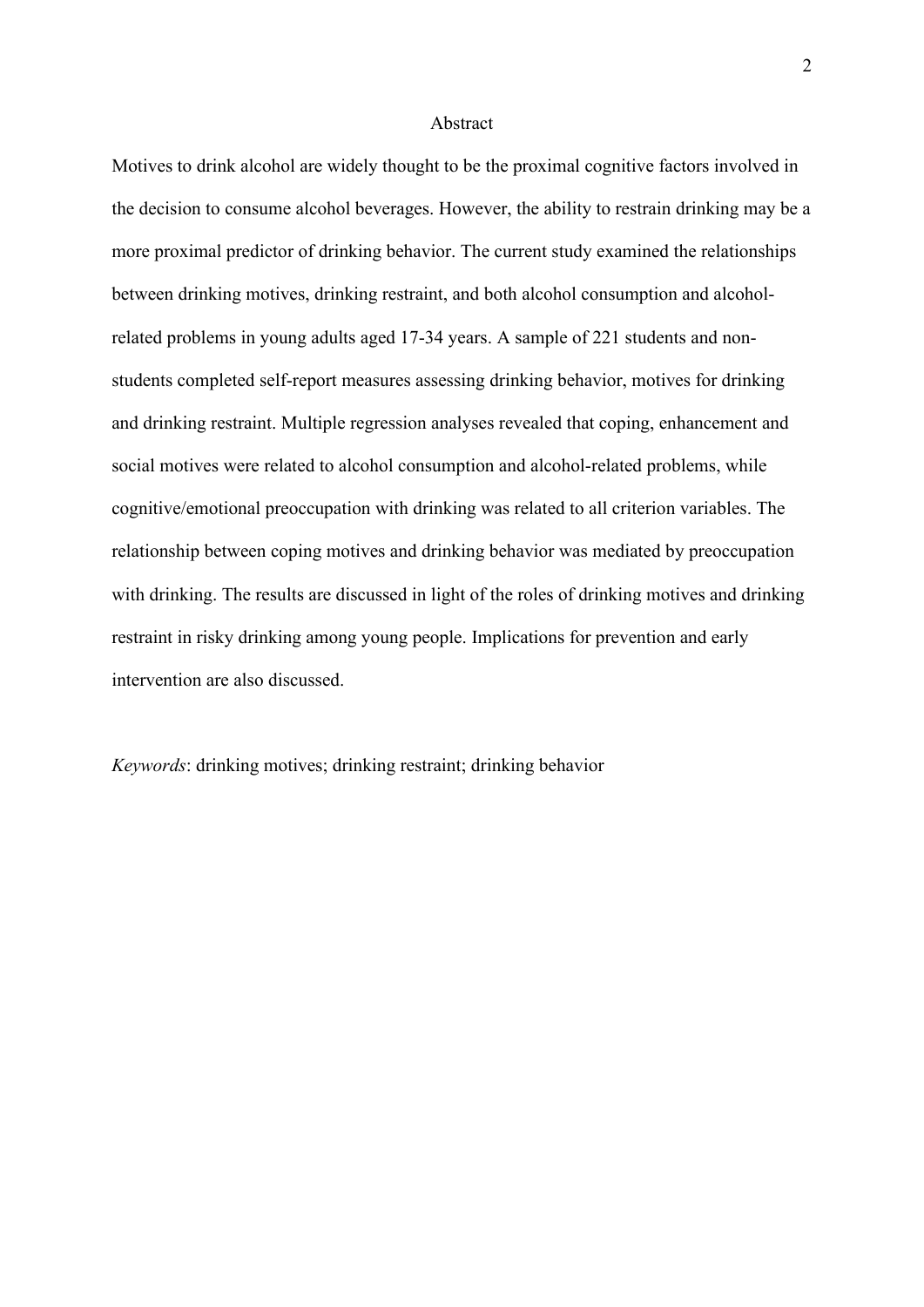## Abstract

Motives to drink alcohol are widely thought to be the proximal cognitive factors involved in the decision to consume alcohol beverages. However, the ability to restrain drinking may be a more proximal predictor of drinking behavior. The current study examined the relationships between drinking motives, drinking restraint, and both alcohol consumption and alcohol-related problems in young adults aged 17-34 years. A sample of 221 students and non-students completed self-report measures assessing drinking behavior, motives for drinking and drinking restraint. Multiple regression analyses revealed that coping, enhancement and social motives were related to alcohol consumption and alcohol-related problems, while cognitive/emotional preoccupation with drinking was related to all criterion variables. The relationship between coping motives and drinking behavior was mediated by preoccupation with drinking. The results are discussed in light of the roles of drinking motives and drinking restraint in risky drinking among young people. Implications for prevention and early intervention are also discussed.

*Keywords*: drinking motives; drinking restraint; drinking behavior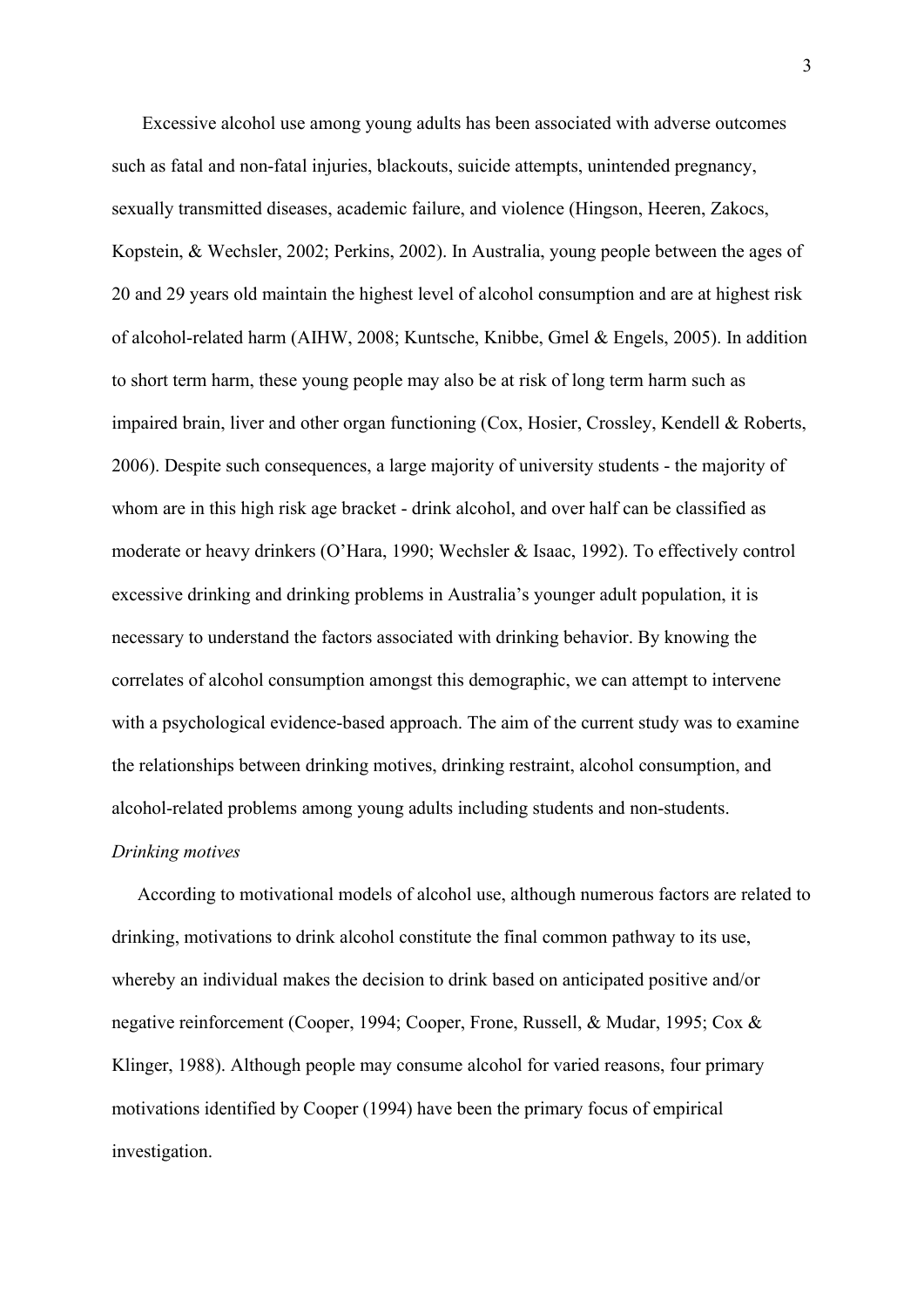Excessive alcohol use among young adults has been associated with adverse outcomes such as fatal and non-fatal injuries, blackouts, suicide attempts, unintended pregnancy, sexually transmitted diseases, academic failure, and violence (Hingson, Heeren, Zakocs, Kopstein, & Wechsler, 2002; Perkins, 2002). In Australia, young people between the ages of 20 and 29 years old maintain the highest level of alcohol consumption and are at highest risk of alcohol-related harm (AIHW, 2008; Kuntsche, Knibbe, Gmel & Engels, 2005). In addition to short term harm, these young people may also be at risk of long term harm such as impaired brain, liver and other organ functioning (Cox, Hosier, Crossley, Kendell & Roberts, 2006). Despite such consequences, a large majority of university students - the majority of whom are in this high risk age bracket - drink alcohol, and over half can be classified as moderate or heavy drinkers (O'Hara, 1990; Wechsler & Isaac, 1992). To effectively control excessive drinking and drinking problems in Australia's younger adult population, it is necessary to understand the factors associated with drinking behavior. By knowing the correlates of alcohol consumption amongst this demographic, we can attempt to intervene with a psychological evidence-based approach. The aim of the current study was to examine the relationships between drinking motives, drinking restraint, alcohol consumption, and alcohol-related problems among young adults including students and non-students.

*Drinking motives*

According to motivational models of alcohol use, although numerous factors are related to drinking, motivations to drink alcohol constitute the final common pathway to its use, whereby an individual makes the decision to drink based on anticipated positive and/or negative reinforcement (Cooper, 1994; Cooper, Frone, Russell, & Mudar, 1995; Cox & Klinger, 1988). Although people may consume alcohol for varied reasons, four primary motivations identified by Cooper (1994) have been the primary focus of empirical investigation.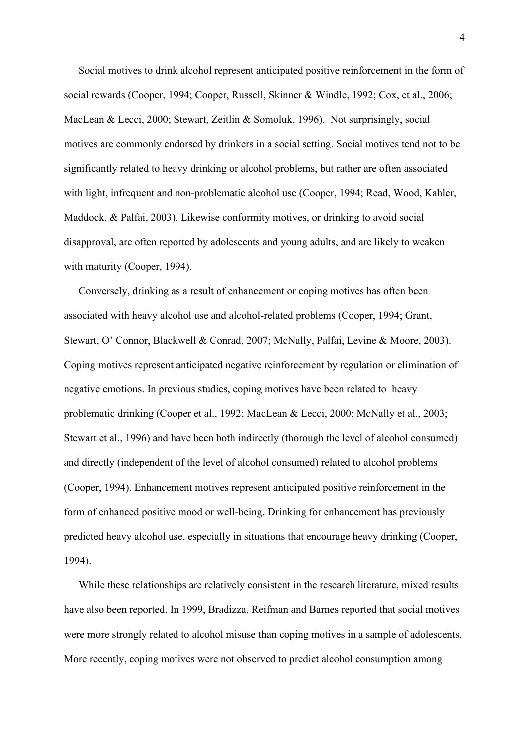Social motives to drink alcohol represent anticipated positive reinforcement in the form of social rewards (Cooper, 1994; Cooper, Russell, Skinner & Windle, 1992; Cox, et al., 2006; MacLean & Lecci, 2000; Stewart, Zeitlin & Somoluk, 1996). Not surprisingly, social motives are commonly endorsed by drinkers in a social setting. Social motives tend not to be significantly related to heavy drinking or alcohol problems, but rather are often associated with light, infrequent and non-problematic alcohol use (Cooper, 1994; Read, Wood, Kahler, Maddock, & Palfai, 2003). Likewise conformity motives, or drinking to avoid social disapproval, are often reported by adolescents and young adults, and are likely to weaken with maturity (Cooper, 1994).

Conversely, drinking as a result of enhancement or coping motives has often been associated with heavy alcohol use and alcohol-related problems (Cooper, 1994; Grant, Stewart, O' Connor, Blackwell & Conrad, 2007; McNally, Palfai, Levine & Moore, 2003). Coping motives represent anticipated negative reinforcement by regulation or elimination of negative emotions. In previous studies, coping motives have been related to heavy problematic drinking (Cooper et al., 1992; MacLean & Lecci, 2000; McNally et al., 2003; Stewart et al., 1996) and have been both indirectly (thorough the level of alcohol consumed) and directly (independent of the level of alcohol consumed) related to alcohol problems (Cooper, 1994). Enhancement motives represent anticipated positive reinforcement in the form of enhanced positive mood or well-being. Drinking for enhancement has previously predicted heavy alcohol use, especially in situations that encourage heavy drinking (Cooper, 1994).

While these relationships are relatively consistent in the research literature, mixed results have also been reported. In 1999, Bradizza, Reifman and Barnes reported that social motives were more strongly related to alcohol misuse than coping motives in a sample of adolescents. More recently, coping motives were not observed to predict alcohol consumption among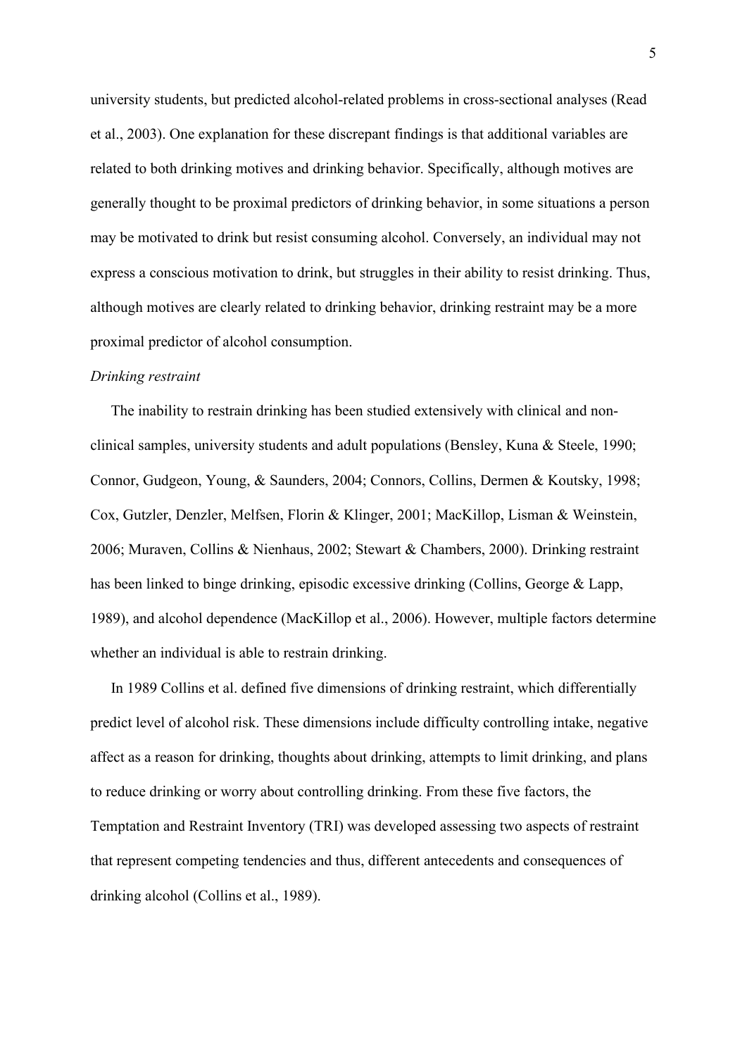university students, but predicted alcohol-related problems in cross-sectional analyses (Read et al., 2003). One explanation for these discrepant findings is that additional variables are related to both drinking motives and drinking behavior. Specifically, although motives are generally thought to be proximal predictors of drinking behavior, in some situations a person may be motivated to drink but resist consuming alcohol. Conversely, an individual may not express a conscious motivation to drink, but struggles in their ability to resist drinking. Thus, although motives are clearly related to drinking behavior, drinking restraint may be a more proximal predictor of alcohol consumption.

*Drinking restraint*

The inability to restrain drinking has been studied extensively with clinical and non-clinical samples, university students and adult populations (Bensley, Kuna & Steele, 1990; Connor, Gudgeon, Young, & Saunders, 2004; Connors, Collins, Dermen & Koutsky, 1998; Cox, Gutzler, Denzler, Melfsen, Florin & Klinger, 2001; MacKillop, Lisman & Weinstein, 2006; Muraven, Collins & Nienhaus, 2002; Stewart & Chambers, 2000). Drinking restraint has been linked to binge drinking, episodic excessive drinking (Collins, George & Lapp, 1989), and alcohol dependence (MacKillop et al., 2006). However, multiple factors determine whether an individual is able to restrain drinking.

In 1989 Collins et al. defined five dimensions of drinking restraint, which differentially predict level of alcohol risk. These dimensions include difficulty controlling intake, negative affect as a reason for drinking, thoughts about drinking, attempts to limit drinking, and plans to reduce drinking or worry about controlling drinking. From these five factors, the Temptation and Restraint Inventory (TRI) was developed assessing two aspects of restraint that represent competing tendencies and thus, different antecedents and consequences of drinking alcohol (Collins et al., 1989).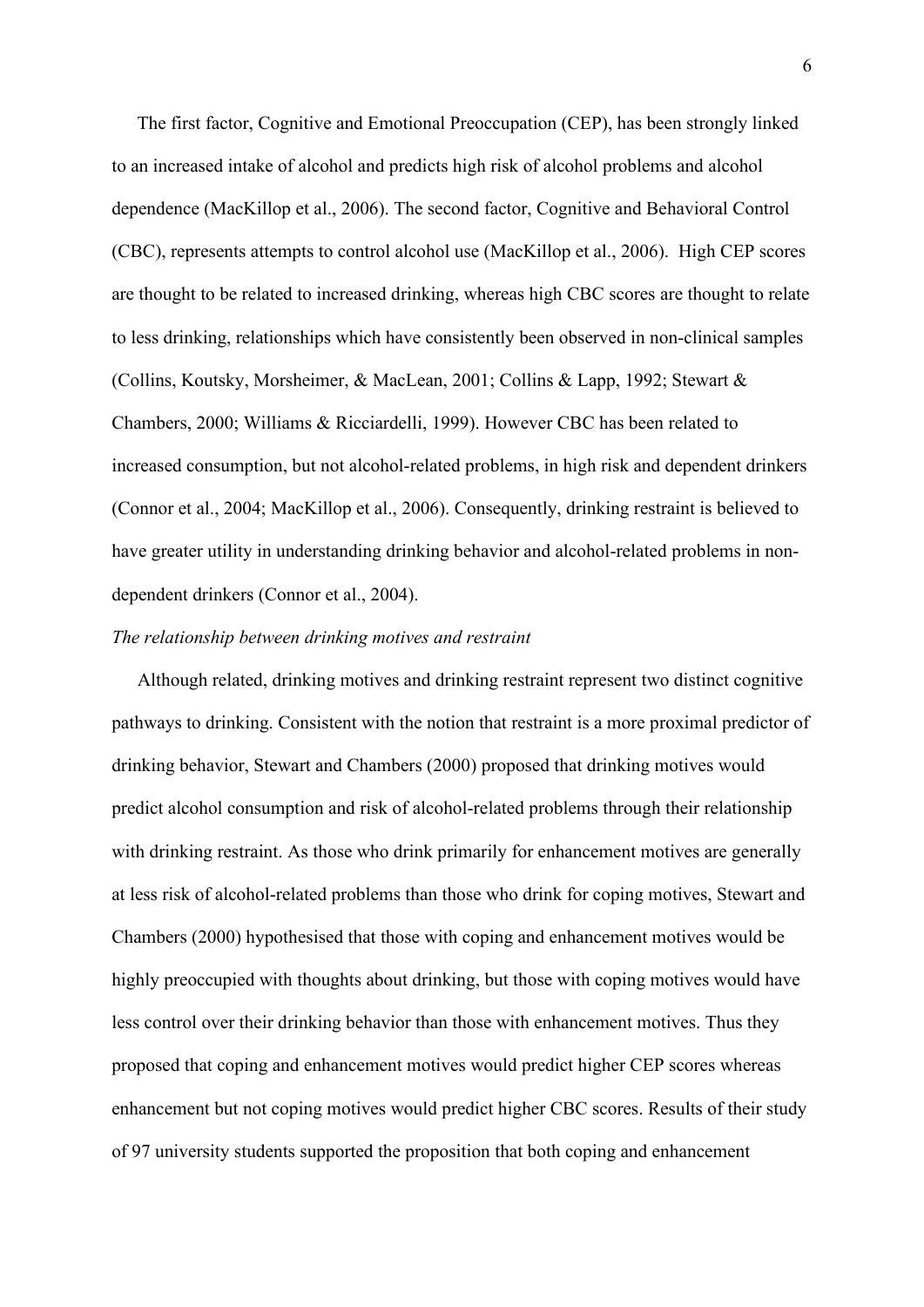The first factor, Cognitive and Emotional Preoccupation (CEP), has been strongly linked to an increased intake of alcohol and predicts high risk of alcohol problems and alcohol dependence (MacKillop et al., 2006). The second factor, Cognitive and Behavioral Control (CBC), represents attempts to control alcohol use (MacKillop et al., 2006). High CEP scores are thought to be related to increased drinking, whereas high CBC scores are thought to relate to less drinking, relationships which have consistently been observed in non-clinical samples (Collins, Koutsky, Morsheimer, & MacLean, 2001; Collins & Lapp, 1992; Stewart & Chambers, 2000; Williams & Ricciardelli, 1999). However CBC has been related to increased consumption, but not alcohol-related problems, in high risk and dependent drinkers (Connor et al., 2004; MacKillop et al., 2006). Consequently, drinking restraint is believed to have greater utility in understanding drinking behavior and alcohol-related problems in non-dependent drinkers (Connor et al., 2004).

*The relationship between drinking motives and restraint*

Although related, drinking motives and drinking restraint represent two distinct cognitive pathways to drinking. Consistent with the notion that restraint is a more proximal predictor of drinking behavior, Stewart and Chambers (2000) proposed that drinking motives would predict alcohol consumption and risk of alcohol-related problems through their relationship with drinking restraint. As those who drink primarily for enhancement motives are generally at less risk of alcohol-related problems than those who drink for coping motives, Stewart and Chambers (2000) hypothesised that those with coping and enhancement motives would be highly preoccupied with thoughts about drinking, but those with coping motives would have less control over their drinking behavior than those with enhancement motives. Thus they proposed that coping and enhancement motives would predict higher CEP scores whereas enhancement but not coping motives would predict higher CBC scores. Results of their study of 97 university students supported the proposition that both coping and enhancement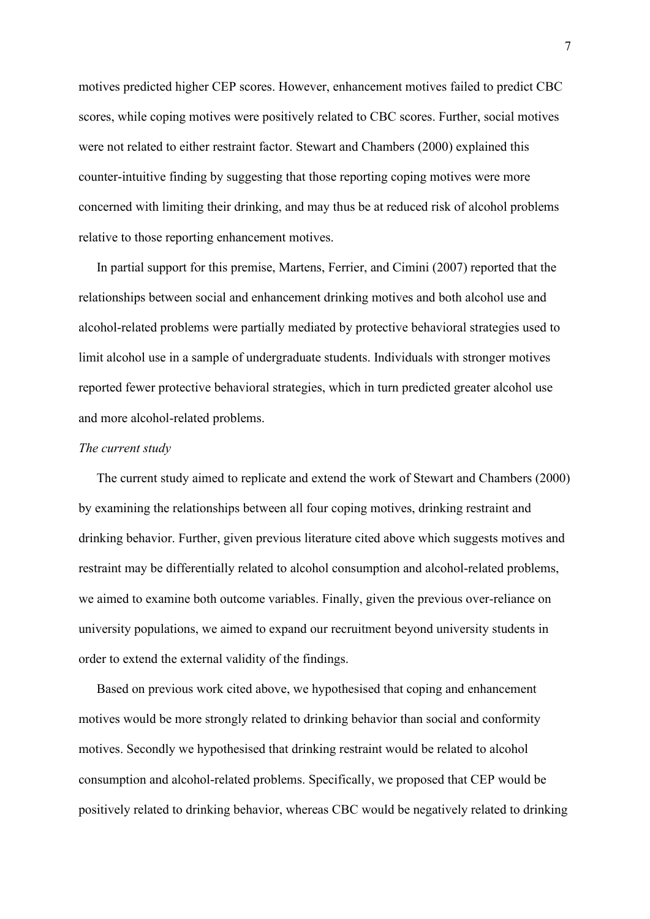motives predicted higher CEP scores. However, enhancement motives failed to predict CBC scores, while coping motives were positively related to CBC scores. Further, social motives were not related to either restraint factor. Stewart and Chambers (2000) explained this counter-intuitive finding by suggesting that those reporting coping motives were more concerned with limiting their drinking, and may thus be at reduced risk of alcohol problems relative to those reporting enhancement motives.

In partial support for this premise, Martens, Ferrier, and Cimini (2007) reported that the relationships between social and enhancement drinking motives and both alcohol use and alcohol-related problems were partially mediated by protective behavioral strategies used to limit alcohol use in a sample of undergraduate students. Individuals with stronger motives reported fewer protective behavioral strategies, which in turn predicted greater alcohol use and more alcohol-related problems.

*The current study*

The current study aimed to replicate and extend the work of Stewart and Chambers (2000) by examining the relationships between all four coping motives, drinking restraint and drinking behavior. Further, given previous literature cited above which suggests motives and restraint may be differentially related to alcohol consumption and alcohol-related problems, we aimed to examine both outcome variables. Finally, given the previous over-reliance on university populations, we aimed to expand our recruitment beyond university students in order to extend the external validity of the findings.

Based on previous work cited above, we hypothesised that coping and enhancement motives would be more strongly related to drinking behavior than social and conformity motives. Secondly we hypothesised that drinking restraint would be related to alcohol consumption and alcohol-related problems. Specifically, we proposed that CEP would be positively related to drinking behavior, whereas CBC would be negatively related to drinking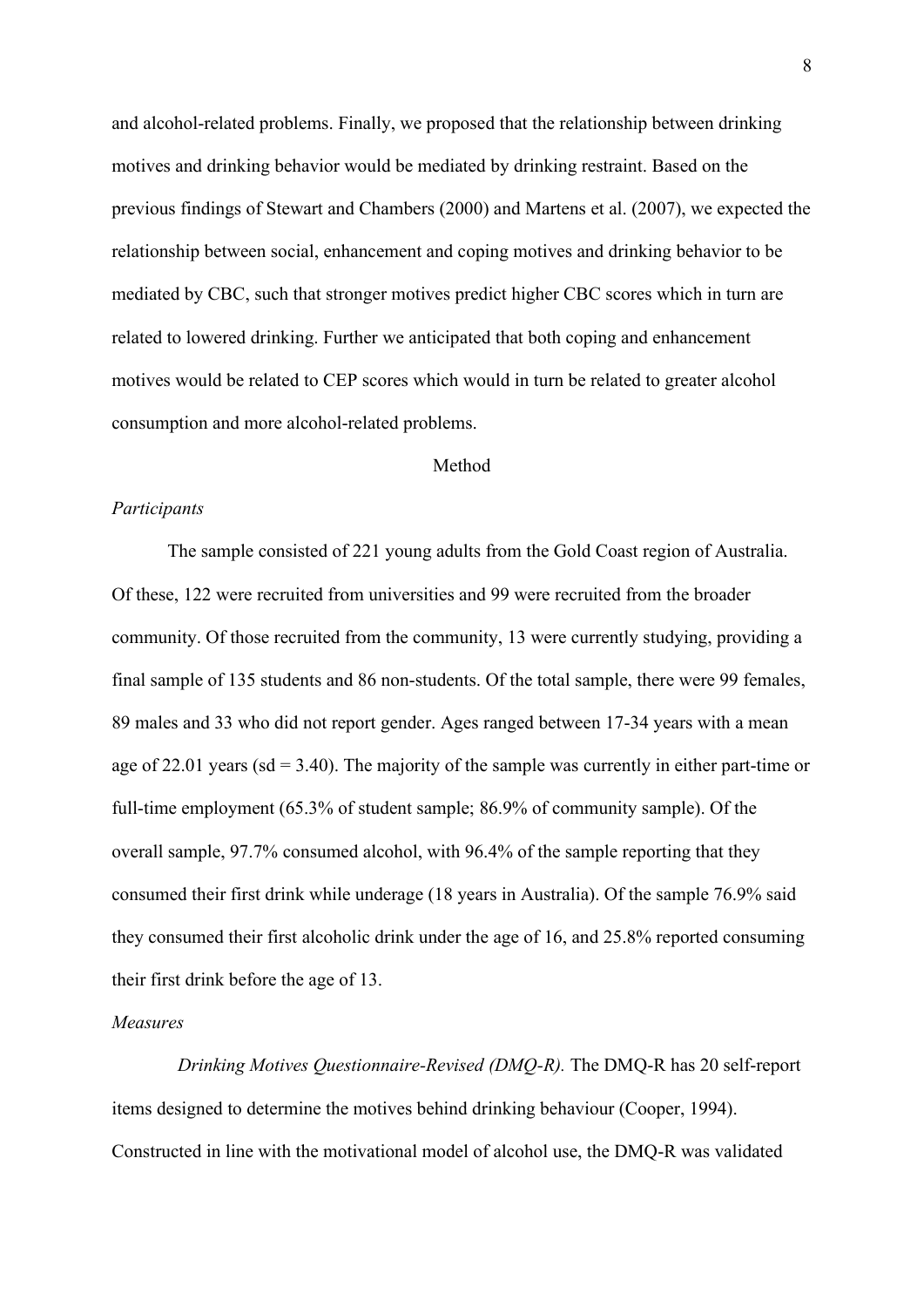and alcohol-related problems. Finally, we proposed that the relationship between drinking motives and drinking behavior would be mediated by drinking restraint. Based on the previous findings of Stewart and Chambers (2000) and Martens et al. (2007), we expected the relationship between social, enhancement and coping motives and drinking behavior to be mediated by CBC, such that stronger motives predict higher CBC scores which in turn are related to lowered drinking. Further we anticipated that both coping and enhancement motives would be related to CEP scores which would in turn be related to greater alcohol consumption and more alcohol-related problems.

## Method

### *Participants*

The sample consisted of 221 young adults from the Gold Coast region of Australia. Of these, 122 were recruited from universities and 99 were recruited from the broader community. Of those recruited from the community, 13 were currently studying, providing a final sample of 135 students and 86 non-students. Of the total sample, there were 99 females, 89 males and 33 who did not report gender. Ages ranged between 17-34 years with a mean age of 22.01 years (sd = 3.40). The majority of the sample was currently in either part-time or full-time employment (65.3% of student sample; 86.9% of community sample). Of the overall sample, 97.7% consumed alcohol, with 96.4% of the sample reporting that they consumed their first drink while underage (18 years in Australia). Of the sample 76.9% said they consumed their first alcoholic drink under the age of 16, and 25.8% reported consuming their first drink before the age of 13.

### *Measures*

*Drinking Motives Questionnaire-Revised (DMQ-R).* The DMQ-R has 20 self-report items designed to determine the motives behind drinking behaviour (Cooper, 1994). Constructed in line with the motivational model of alcohol use, the DMQ-R was validated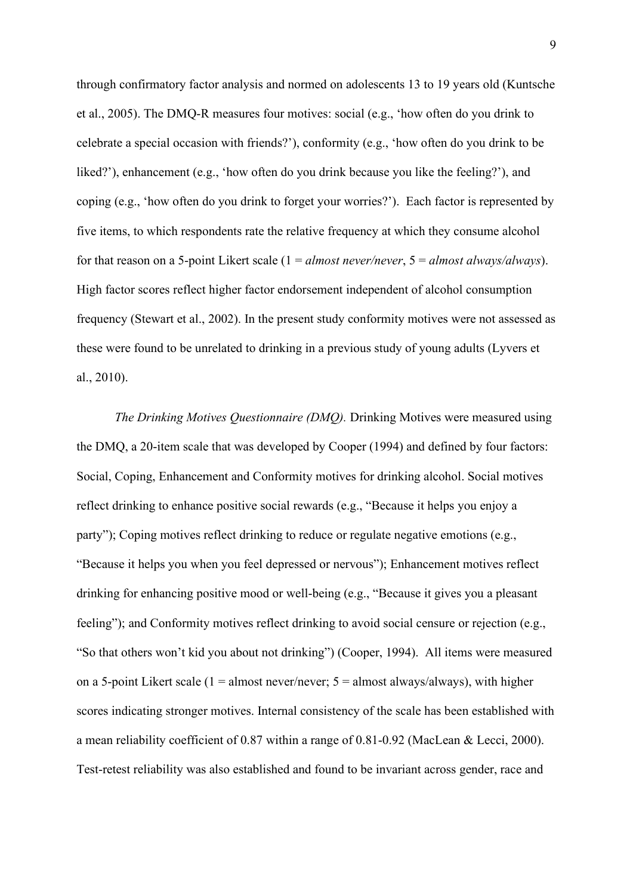through confirmatory factor analysis and normed on adolescents 13 to 19 years old (Kuntsche et al., 2005). The DMQ-R measures four motives: social (e.g., 'how often do you drink to celebrate a special occasion with friends?'), conformity (e.g., 'how often do you drink to be liked?'), enhancement (e.g., 'how often do you drink because you like the feeling?'), and coping (e.g., 'how often do you drink to forget your worries?'). Each factor is represented by five items, to which respondents rate the relative frequency at which they consume alcohol for that reason on a 5-point Likert scale (1 = *almost never/never*, 5 = *almost always/always*). High factor scores reflect higher factor endorsement independent of alcohol consumption frequency (Stewart et al., 2002). In the present study conformity motives were not assessed as these were found to be unrelated to drinking in a previous study of young adults (Lyvers et al., 2010).

*The Drinking Motives Questionnaire (DMQ).* Drinking Motives were measured using the DMQ, a 20-item scale that was developed by Cooper (1994) and defined by four factors: Social, Coping, Enhancement and Conformity motives for drinking alcohol. Social motives reflect drinking to enhance positive social rewards (e.g., "Because it helps you enjoy a party"); Coping motives reflect drinking to reduce or regulate negative emotions (e.g., "Because it helps you when you feel depressed or nervous"); Enhancement motives reflect drinking for enhancing positive mood or well-being (e.g., "Because it gives you a pleasant feeling"); and Conformity motives reflect drinking to avoid social censure or rejection (e.g., "So that others won't kid you about not drinking") (Cooper, 1994). All items were measured on a 5-point Likert scale (1 = almost never/never; 5 = almost always/always), with higher scores indicating stronger motives. Internal consistency of the scale has been established with a mean reliability coefficient of 0.87 within a range of 0.81-0.92 (MacLean & Lecci, 2000). Test-retest reliability was also established and found to be invariant across gender, race and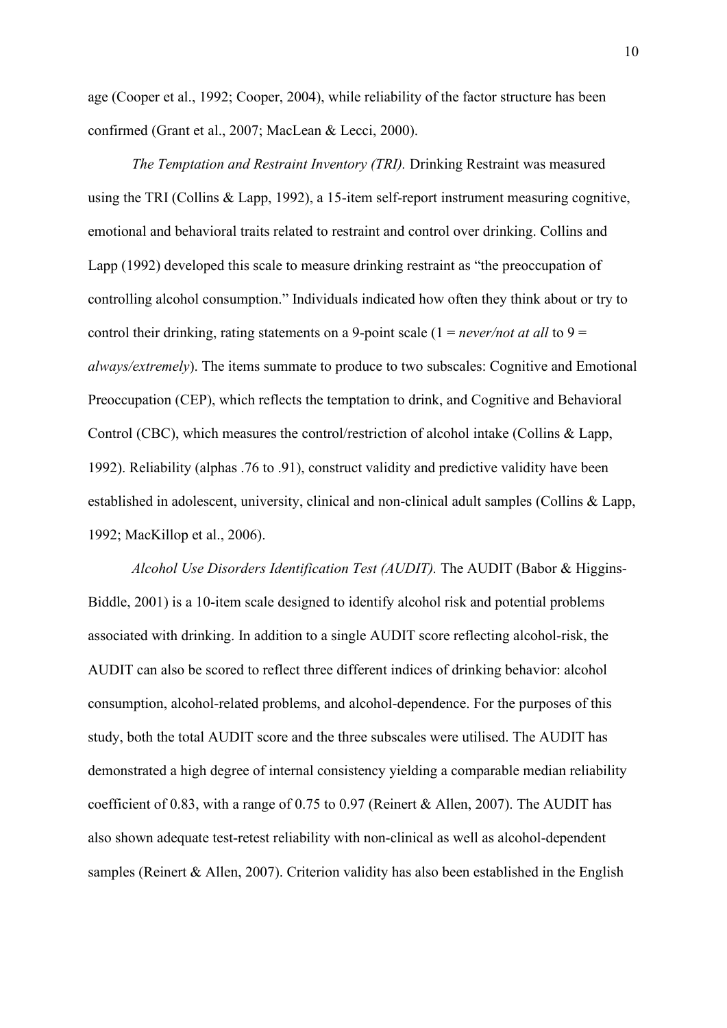age (Cooper et al., 1992; Cooper, 2004), while reliability of the factor structure has been confirmed (Grant et al., 2007; MacLean & Lecci, 2000).

*The Temptation and Restraint Inventory (TRI).* Drinking Restraint was measured using the TRI (Collins & Lapp, 1992), a 15-item self-report instrument measuring cognitive, emotional and behavioral traits related to restraint and control over drinking. Collins and Lapp (1992) developed this scale to measure drinking restraint as "the preoccupation of controlling alcohol consumption." Individuals indicated how often they think about or try to control their drinking, rating statements on a 9-point scale (1 = *never/not at all* to 9 = *always/extremely*). The items summate to produce to two subscales: Cognitive and Emotional Preoccupation (CEP), which reflects the temptation to drink, and Cognitive and Behavioral Control (CBC), which measures the control/restriction of alcohol intake (Collins & Lapp, 1992). Reliability (alphas .76 to .91), construct validity and predictive validity have been established in adolescent, university, clinical and non-clinical adult samples (Collins & Lapp, 1992; MacKillop et al., 2006).

*Alcohol Use Disorders Identification Test (AUDIT).* The AUDIT (Babor & Higgins-Biddle, 2001) is a 10-item scale designed to identify alcohol risk and potential problems associated with drinking. In addition to a single AUDIT score reflecting alcohol-risk, the AUDIT can also be scored to reflect three different indices of drinking behavior: alcohol consumption, alcohol-related problems, and alcohol-dependence. For the purposes of this study, both the total AUDIT score and the three subscales were utilised. The AUDIT has demonstrated a high degree of internal consistency yielding a comparable median reliability coefficient of 0.83, with a range of 0.75 to 0.97 (Reinert & Allen, 2007). The AUDIT has also shown adequate test-retest reliability with non-clinical as well as alcohol-dependent samples (Reinert & Allen, 2007). Criterion validity has also been established in the English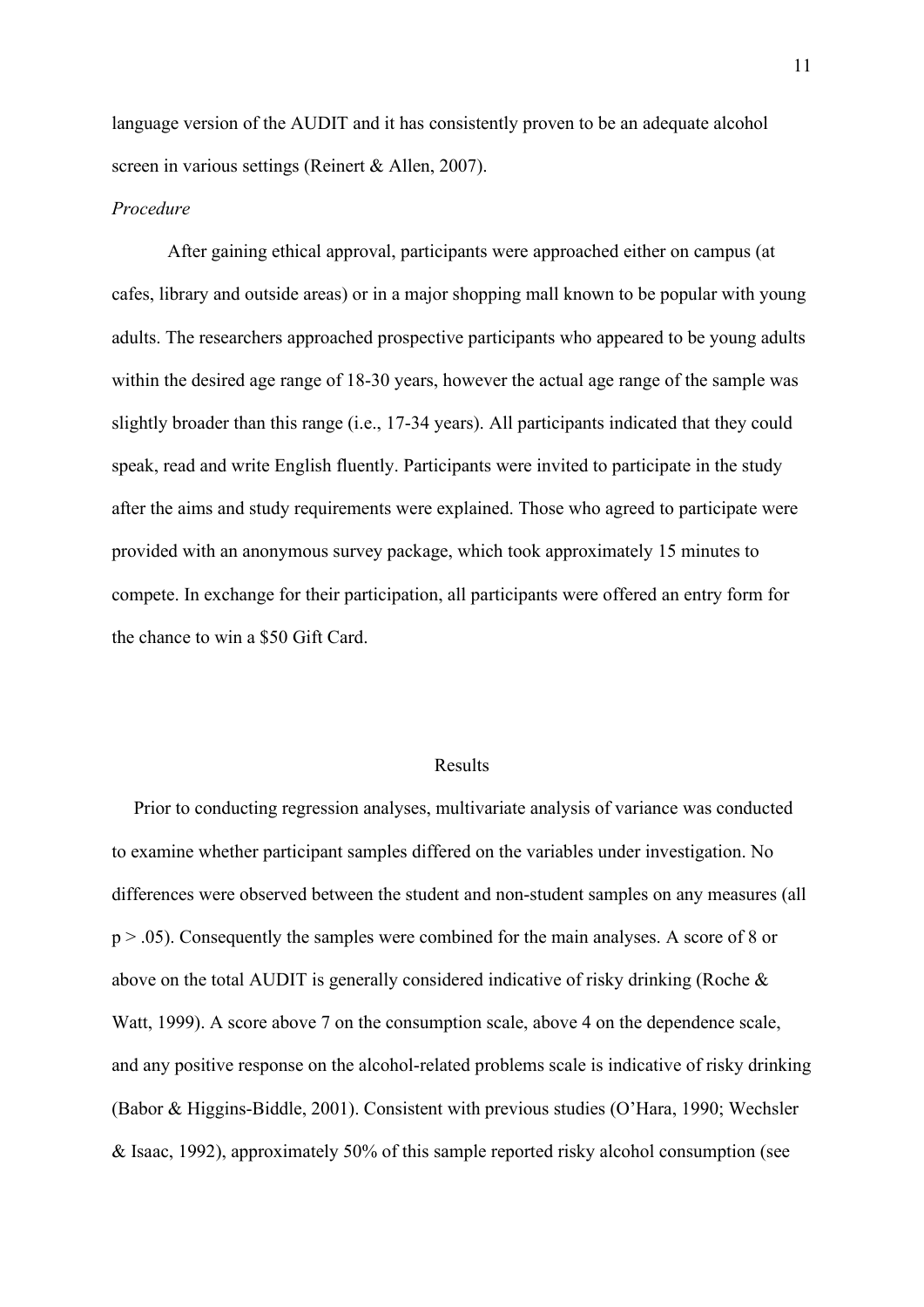language version of the AUDIT and it has consistently proven to be an adequate alcohol screen in various settings (Reinert & Allen, 2007).

*Procedure*

After gaining ethical approval, participants were approached either on campus (at cafes, library and outside areas) or in a major shopping mall known to be popular with young adults. The researchers approached prospective participants who appeared to be young adults within the desired age range of 18-30 years, however the actual age range of the sample was slightly broader than this range (i.e., 17-34 years). All participants indicated that they could speak, read and write English fluently. Participants were invited to participate in the study after the aims and study requirements were explained. Those who agreed to participate were provided with an anonymous survey package, which took approximately 15 minutes to compete. In exchange for their participation, all participants were offered an entry form for the chance to win a $50 Gift Card.

# Results

Prior to conducting regression analyses, multivariate analysis of variance was conducted to examine whether participant samples differed on the variables under investigation. No differences were observed between the student and non-student samples on any measures (all $p > .05$). Consequently the samples were combined for the main analyses. A score of 8 or above on the total AUDIT is generally considered indicative of risky drinking (Roche & Watt, 1999). A score above 7 on the consumption scale, above 4 on the dependence scale, and any positive response on the alcohol-related problems scale is indicative of risky drinking (Babor & Higgins-Biddle, 2001). Consistent with previous studies (O'Hara, 1990; Wechsler & Isaac, 1992), approximately 50% of this sample reported risky alcohol consumption (see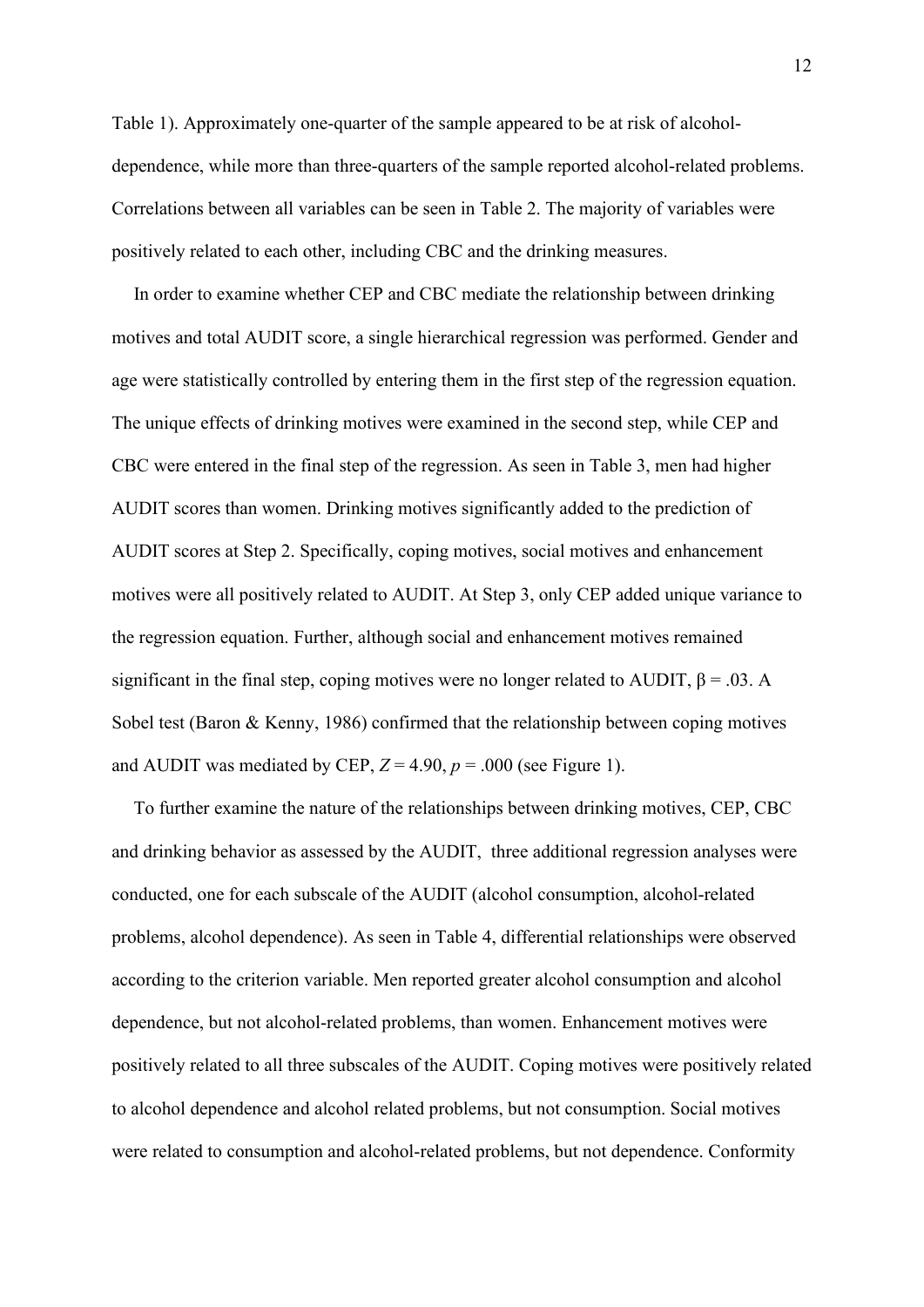Table 1). Approximately one-quarter of the sample appeared to be at risk of alcohol-dependence, while more than three-quarters of the sample reported alcohol-related problems. Correlations between all variables can be seen in Table 2. The majority of variables were positively related to each other, including CBC and the drinking measures.

In order to examine whether CEP and CBC mediate the relationship between drinking motives and total AUDIT score, a single hierarchical regression was performed. Gender and age were statistically controlled by entering them in the first step of the regression equation. The unique effects of drinking motives were examined in the second step, while CEP and CBC were entered in the final step of the regression. As seen in Table 3, men had higher AUDIT scores than women. Drinking motives significantly added to the prediction of AUDIT scores at Step 2. Specifically, coping motives, social motives and enhancement motives were all positively related to AUDIT. At Step 3, only CEP added unique variance to the regression equation. Further, although social and enhancement motives remained significant in the final step, coping motives were no longer related to AUDIT, $\beta = .03$. A Sobel test (Baron & Kenny, 1986) confirmed that the relationship between coping motives and AUDIT was mediated by CEP, $Z = 4.90$, $p = .000$ (see Figure 1).

To further examine the nature of the relationships between drinking motives, CEP, CBC and drinking behavior as assessed by the AUDIT, three additional regression analyses were conducted, one for each subscale of the AUDIT (alcohol consumption, alcohol-related problems, alcohol dependence). As seen in Table 4, differential relationships were observed according to the criterion variable. Men reported greater alcohol consumption and alcohol dependence, but not alcohol-related problems, than women. Enhancement motives were positively related to all three subscales of the AUDIT. Coping motives were positively related to alcohol dependence and alcohol related problems, but not consumption. Social motives were related to consumption and alcohol-related problems, but not dependence. Conformity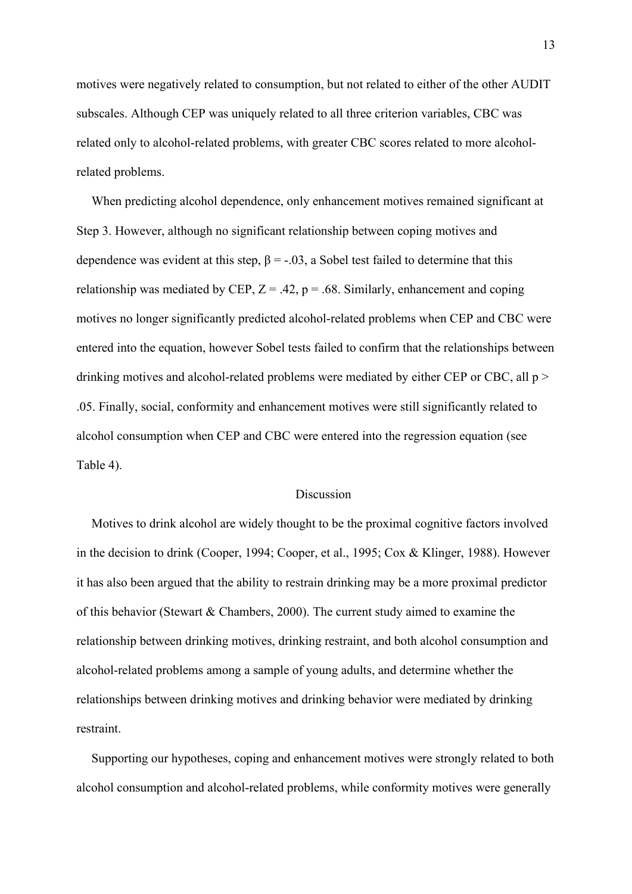motives were negatively related to consumption, but not related to either of the other AUDIT subscales. Although CEP was uniquely related to all three criterion variables, CBC was related only to alcohol-related problems, with greater CBC scores related to more alcohol-related problems.

When predicting alcohol dependence, only enhancement motives remained significant at Step 3. However, although no significant relationship between coping motives and dependence was evident at this step, $\beta = -.03$, a Sobel test failed to determine that this relationship was mediated by CEP, $Z = .42$, $p = .68$. Similarly, enhancement and coping motives no longer significantly predicted alcohol-related problems when CEP and CBC were entered into the equation, however Sobel tests failed to confirm that the relationships between drinking motives and alcohol-related problems were mediated by either CEP or CBC, all $p > .05$. Finally, social, conformity and enhancement motives were still significantly related to alcohol consumption when CEP and CBC were entered into the regression equation (see Table 4).

## Discussion

Motives to drink alcohol are widely thought to be the proximal cognitive factors involved in the decision to drink (Cooper, 1994; Cooper, et al., 1995; Cox & Klinger, 1988). However it has also been argued that the ability to restrain drinking may be a more proximal predictor of this behavior (Stewart & Chambers, 2000). The current study aimed to examine the relationship between drinking motives, drinking restraint, and both alcohol consumption and alcohol-related problems among a sample of young adults, and determine whether the relationships between drinking motives and drinking behavior were mediated by drinking restraint.

Supporting our hypotheses, coping and enhancement motives were strongly related to both alcohol consumption and alcohol-related problems, while conformity motives were generally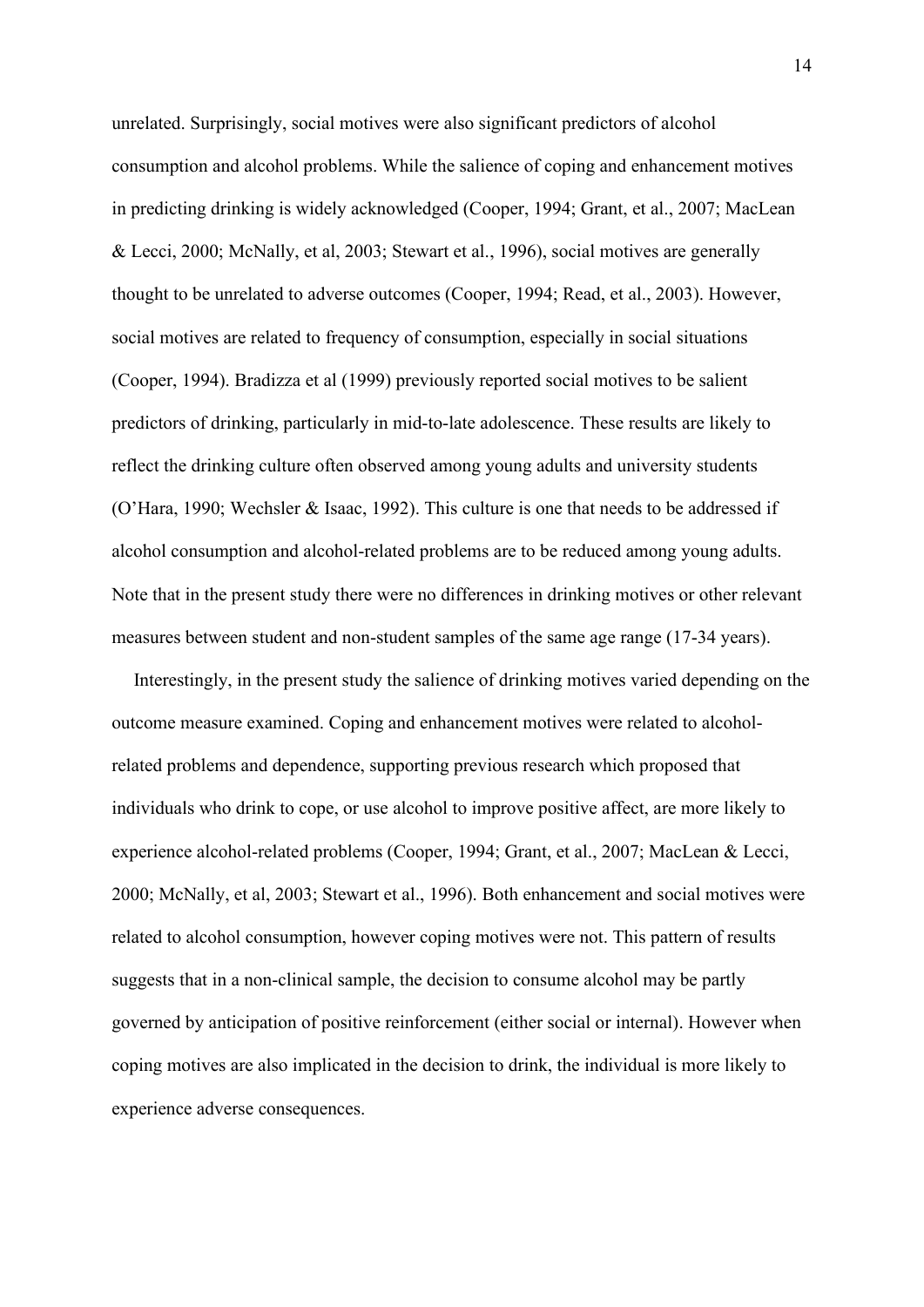unrelated. Surprisingly, social motives were also significant predictors of alcohol consumption and alcohol problems. While the salience of coping and enhancement motives in predicting drinking is widely acknowledged (Cooper, 1994; Grant, et al., 2007; MacLean & Lecci, 2000; McNally, et al, 2003; Stewart et al., 1996), social motives are generally thought to be unrelated to adverse outcomes (Cooper, 1994; Read, et al., 2003). However, social motives are related to frequency of consumption, especially in social situations (Cooper, 1994). Bradizza et al (1999) previously reported social motives to be salient predictors of drinking, particularly in mid-to-late adolescence. These results are likely to reflect the drinking culture often observed among young adults and university students (O'Hara, 1990; Wechsler & Isaac, 1992). This culture is one that needs to be addressed if alcohol consumption and alcohol-related problems are to be reduced among young adults. Note that in the present study there were no differences in drinking motives or other relevant measures between student and non-student samples of the same age range (17-34 years).

Interestingly, in the present study the salience of drinking motives varied depending on the outcome measure examined. Coping and enhancement motives were related to alcohol-related problems and dependence, supporting previous research which proposed that individuals who drink to cope, or use alcohol to improve positive affect, are more likely to experience alcohol-related problems (Cooper, 1994; Grant, et al., 2007; MacLean & Lecci, 2000; McNally, et al, 2003; Stewart et al., 1996). Both enhancement and social motives were related to alcohol consumption, however coping motives were not. This pattern of results suggests that in a non-clinical sample, the decision to consume alcohol may be partly governed by anticipation of positive reinforcement (either social or internal). However when coping motives are also implicated in the decision to drink, the individual is more likely to experience adverse consequences.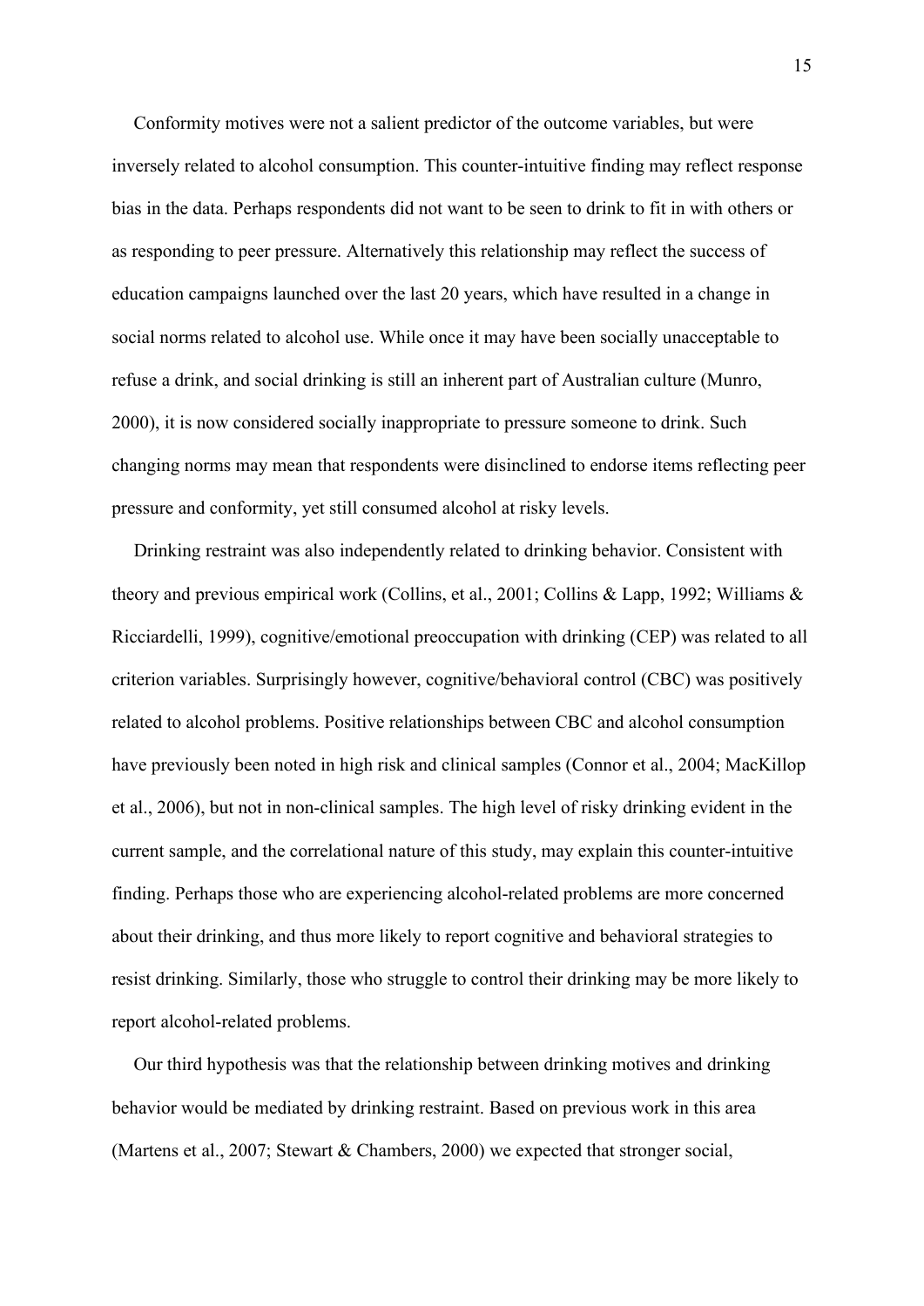Conformity motives were not a salient predictor of the outcome variables, but were inversely related to alcohol consumption. This counter-intuitive finding may reflect response bias in the data. Perhaps respondents did not want to be seen to drink to fit in with others or as responding to peer pressure. Alternatively this relationship may reflect the success of education campaigns launched over the last 20 years, which have resulted in a change in social norms related to alcohol use. While once it may have been socially unacceptable to refuse a drink, and social drinking is still an inherent part of Australian culture (Munro, 2000), it is now considered socially inappropriate to pressure someone to drink. Such changing norms may mean that respondents were disinclined to endorse items reflecting peer pressure and conformity, yet still consumed alcohol at risky levels.

Drinking restraint was also independently related to drinking behavior. Consistent with theory and previous empirical work (Collins, et al., 2001; Collins & Lapp, 1992; Williams & Ricciardelli, 1999), cognitive/emotional preoccupation with drinking (CEP) was related to all criterion variables. Surprisingly however, cognitive/behavioral control (CBC) was positively related to alcohol problems. Positive relationships between CBC and alcohol consumption have previously been noted in high risk and clinical samples (Connor et al., 2004; MacKillop et al., 2006), but not in non-clinical samples. The high level of risky drinking evident in the current sample, and the correlational nature of this study, may explain this counter-intuitive finding. Perhaps those who are experiencing alcohol-related problems are more concerned about their drinking, and thus more likely to report cognitive and behavioral strategies to resist drinking. Similarly, those who struggle to control their drinking may be more likely to report alcohol-related problems.

Our third hypothesis was that the relationship between drinking motives and drinking behavior would be mediated by drinking restraint. Based on previous work in this area (Martens et al., 2007; Stewart & Chambers, 2000) we expected that stronger social,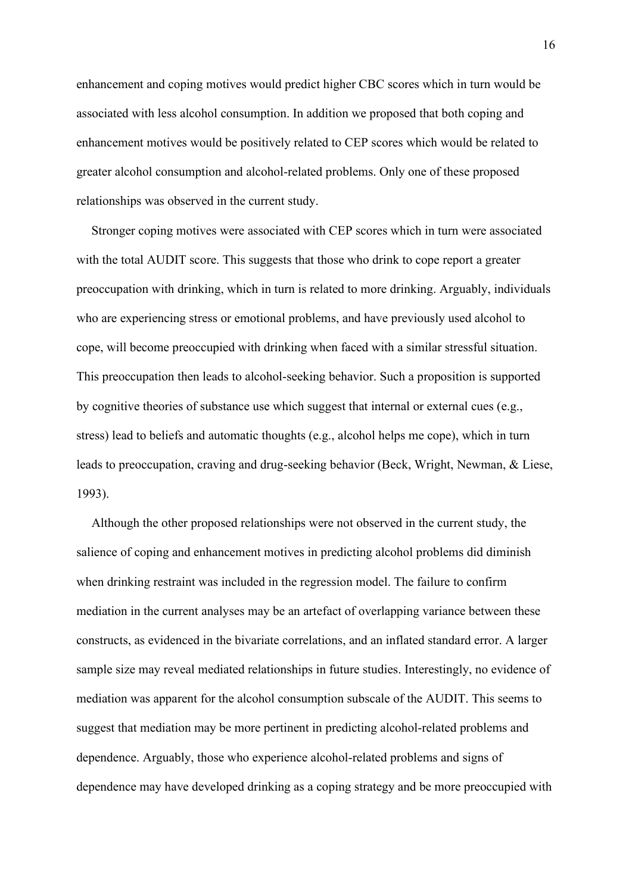enhancement and coping motives would predict higher CBC scores which in turn would be associated with less alcohol consumption. In addition we proposed that both coping and enhancement motives would be positively related to CEP scores which would be related to greater alcohol consumption and alcohol-related problems. Only one of these proposed relationships was observed in the current study.

Stronger coping motives were associated with CEP scores which in turn were associated with the total AUDIT score. This suggests that those who drink to cope report a greater preoccupation with drinking, which in turn is related to more drinking. Arguably, individuals who are experiencing stress or emotional problems, and have previously used alcohol to cope, will become preoccupied with drinking when faced with a similar stressful situation. This preoccupation then leads to alcohol-seeking behavior. Such a proposition is supported by cognitive theories of substance use which suggest that internal or external cues (e.g., stress) lead to beliefs and automatic thoughts (e.g., alcohol helps me cope), which in turn leads to preoccupation, craving and drug-seeking behavior (Beck, Wright, Newman, & Liese, 1993).

Although the other proposed relationships were not observed in the current study, the salience of coping and enhancement motives in predicting alcohol problems did diminish when drinking restraint was included in the regression model. The failure to confirm mediation in the current analyses may be an artefact of overlapping variance between these constructs, as evidenced in the bivariate correlations, and an inflated standard error. A larger sample size may reveal mediated relationships in future studies. Interestingly, no evidence of mediation was apparent for the alcohol consumption subscale of the AUDIT. This seems to suggest that mediation may be more pertinent in predicting alcohol-related problems and dependence. Arguably, those who experience alcohol-related problems and signs of dependence may have developed drinking as a coping strategy and be more preoccupied with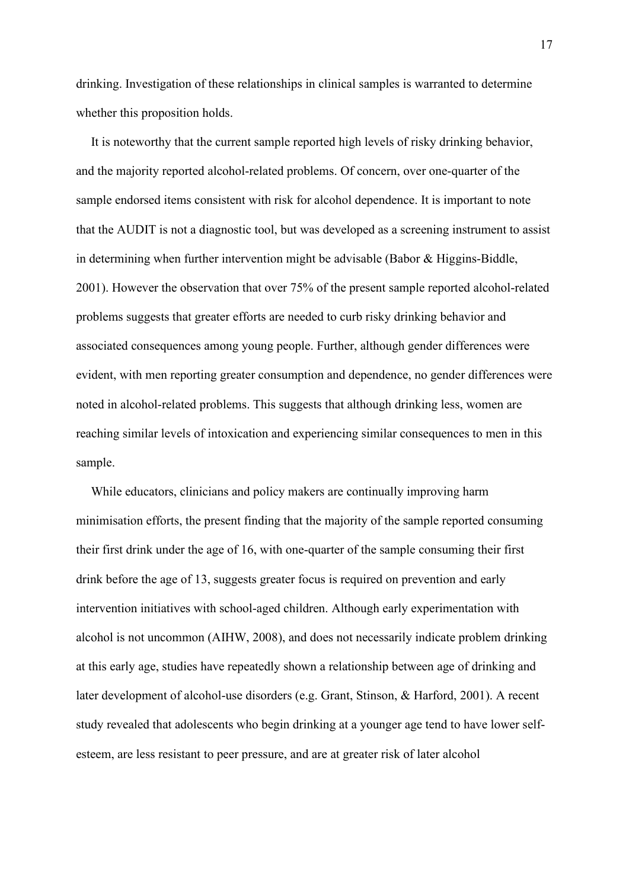drinking. Investigation of these relationships in clinical samples is warranted to determine whether this proposition holds.

It is noteworthy that the current sample reported high levels of risky drinking behavior, and the majority reported alcohol-related problems. Of concern, over one-quarter of the sample endorsed items consistent with risk for alcohol dependence. It is important to note that the AUDIT is not a diagnostic tool, but was developed as a screening instrument to assist in determining when further intervention might be advisable (Babor & Higgins-Biddle, 2001). However the observation that over 75% of the present sample reported alcohol-related problems suggests that greater efforts are needed to curb risky drinking behavior and associated consequences among young people. Further, although gender differences were evident, with men reporting greater consumption and dependence, no gender differences were noted in alcohol-related problems. This suggests that although drinking less, women are reaching similar levels of intoxication and experiencing similar consequences to men in this sample.

While educators, clinicians and policy makers are continually improving harm minimisation efforts, the present finding that the majority of the sample reported consuming their first drink under the age of 16, with one-quarter of the sample consuming their first drink before the age of 13, suggests greater focus is required on prevention and early intervention initiatives with school-aged children. Although early experimentation with alcohol is not uncommon (AIHW, 2008), and does not necessarily indicate problem drinking at this early age, studies have repeatedly shown a relationship between age of drinking and later development of alcohol-use disorders (e.g. Grant, Stinson, & Harford, 2001). A recent study revealed that adolescents who begin drinking at a younger age tend to have lower self-esteem, are less resistant to peer pressure, and are at greater risk of later alcohol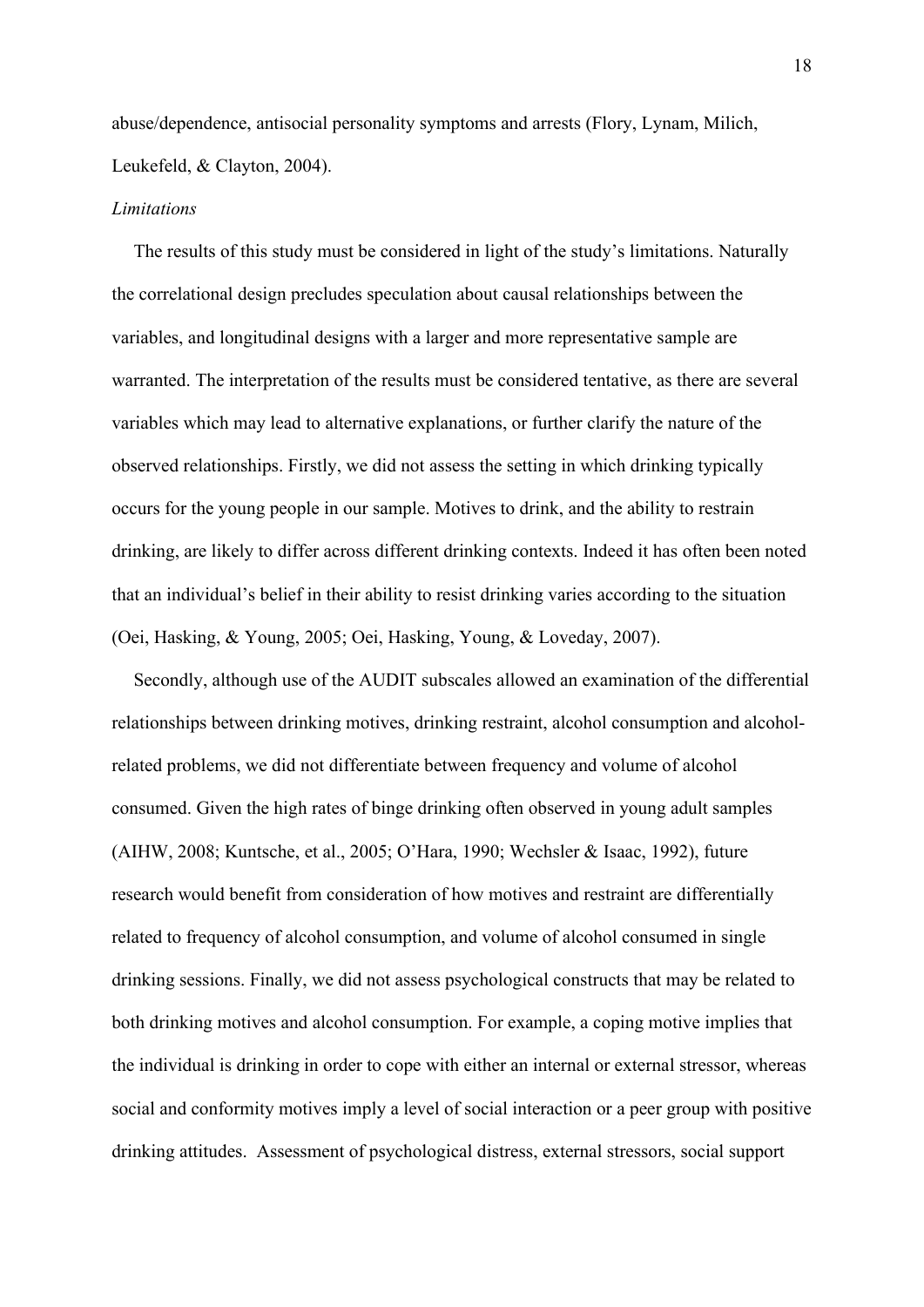abuse/dependence, antisocial personality symptoms and arrests (Flory, Lynam, Milich, Leukefeld, & Clayton, 2004).

*Limitations*

The results of this study must be considered in light of the study's limitations. Naturally the correlational design precludes speculation about causal relationships between the variables, and longitudinal designs with a larger and more representative sample are warranted. The interpretation of the results must be considered tentative, as there are several variables which may lead to alternative explanations, or further clarify the nature of the observed relationships. Firstly, we did not assess the setting in which drinking typically occurs for the young people in our sample. Motives to drink, and the ability to restrain drinking, are likely to differ across different drinking contexts. Indeed it has often been noted that an individual's belief in their ability to resist drinking varies according to the situation (Oei, Hasking, & Young, 2005; Oei, Hasking, Young, & Loveday, 2007).

Secondly, although use of the AUDIT subscales allowed an examination of the differential relationships between drinking motives, drinking restraint, alcohol consumption and alcohol-related problems, we did not differentiate between frequency and volume of alcohol consumed. Given the high rates of binge drinking often observed in young adult samples (AIHW, 2008; Kuntsche, et al., 2005; O'Hara, 1990; Wechsler & Isaac, 1992), future research would benefit from consideration of how motives and restraint are differentially related to frequency of alcohol consumption, and volume of alcohol consumed in single drinking sessions. Finally, we did not assess psychological constructs that may be related to both drinking motives and alcohol consumption. For example, a coping motive implies that the individual is drinking in order to cope with either an internal or external stressor, whereas social and conformity motives imply a level of social interaction or a peer group with positive drinking attitudes. Assessment of psychological distress, external stressors, social support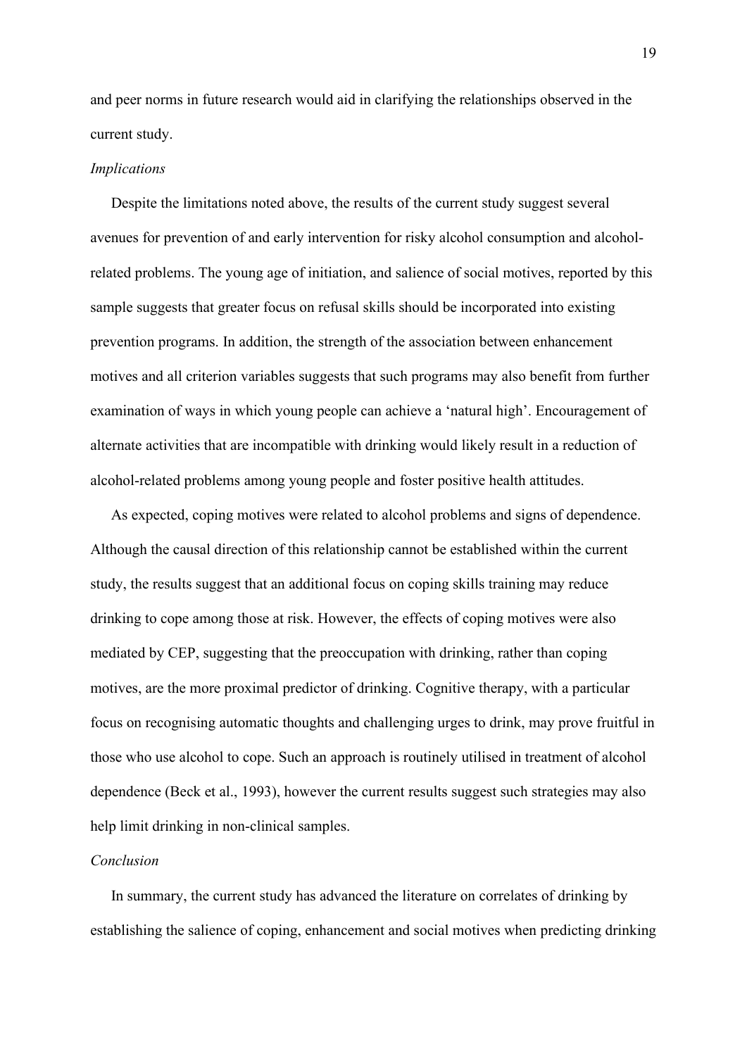and peer norms in future research would aid in clarifying the relationships observed in the current study.

*Implications*

Despite the limitations noted above, the results of the current study suggest several avenues for prevention of and early intervention for risky alcohol consumption and alcohol-related problems. The young age of initiation, and salience of social motives, reported by this sample suggests that greater focus on refusal skills should be incorporated into existing prevention programs. In addition, the strength of the association between enhancement motives and all criterion variables suggests that such programs may also benefit from further examination of ways in which young people can achieve a 'natural high'. Encouragement of alternate activities that are incompatible with drinking would likely result in a reduction of alcohol-related problems among young people and foster positive health attitudes.

As expected, coping motives were related to alcohol problems and signs of dependence. Although the causal direction of this relationship cannot be established within the current study, the results suggest that an additional focus on coping skills training may reduce drinking to cope among those at risk. However, the effects of coping motives were also mediated by CEP, suggesting that the preoccupation with drinking, rather than coping motives, are the more proximal predictor of drinking. Cognitive therapy, with a particular focus on recognising automatic thoughts and challenging urges to drink, may prove fruitful in those who use alcohol to cope. Such an approach is routinely utilised in treatment of alcohol dependence (Beck et al., 1993), however the current results suggest such strategies may also help limit drinking in non-clinical samples.

*Conclusion*

In summary, the current study has advanced the literature on correlates of drinking by establishing the salience of coping, enhancement and social motives when predicting drinking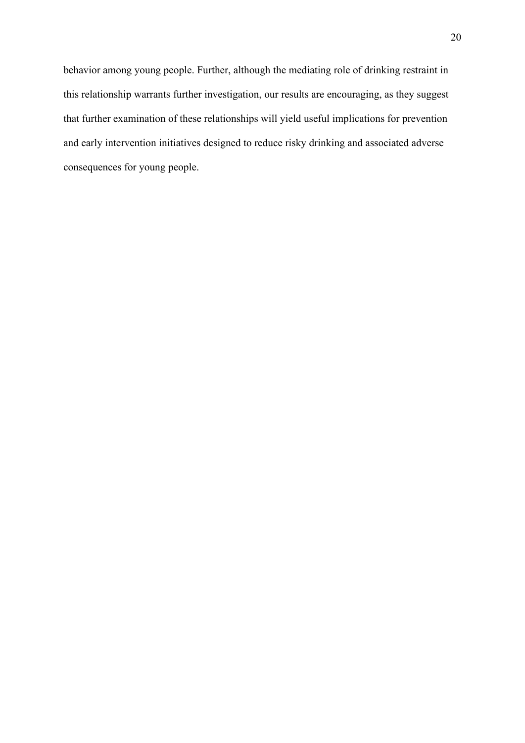behavior among young people. Further, although the mediating role of drinking restraint in this relationship warrants further investigation, our results are encouraging, as they suggest that further examination of these relationships will yield useful implications for prevention and early intervention initiatives designed to reduce risky drinking and associated adverse consequences for young people.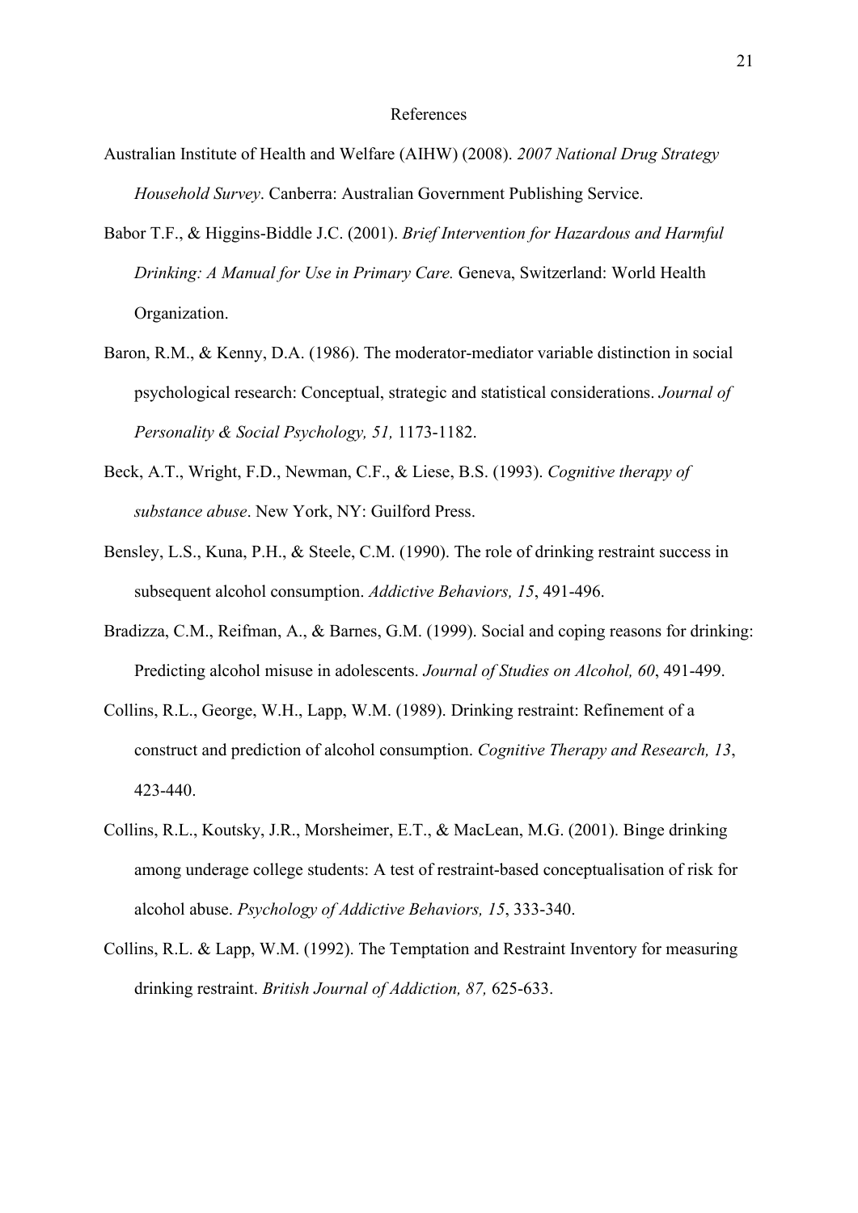# References

Australian Institute of Health and Welfare (AIHW) (2008). *2007 National Drug Strategy Household Survey*. Canberra: Australian Government Publishing Service.

Babor T.F., & Higgins-Biddle J.C. (2001). *Brief Intervention for Hazardous and Harmful Drinking: A Manual for Use in Primary Care.* Geneva, Switzerland: World Health Organization.

Baron, R.M., & Kenny, D.A. (1986). The moderator-mediator variable distinction in social psychological research: Conceptual, strategic and statistical considerations. *Journal of Personality & Social Psychology, 51,* 1173-1182.

Beck, A.T., Wright, F.D., Newman, C.F., & Liese, B.S. (1993). *Cognitive therapy of substance abuse*. New York, NY: Guilford Press.

Bensley, L.S., Kuna, P.H., & Steele, C.M. (1990). The role of drinking restraint success in subsequent alcohol consumption. *Addictive Behaviors, 15*, 491-496.

Bradizza, C.M., Reifman, A., & Barnes, G.M. (1999). Social and coping reasons for drinking: Predicting alcohol misuse in adolescents. *Journal of Studies on Alcohol, 60*, 491-499.

Collins, R.L., George, W.H., Lapp, W.M. (1989). Drinking restraint: Refinement of a construct and prediction of alcohol consumption. *Cognitive Therapy and Research, 13*, 423-440.

Collins, R.L., Koutsky, J.R., Morsheimer, E.T., & MacLean, M.G. (2001). Binge drinking among underage college students: A test of restraint-based conceptualisation of risk for alcohol abuse. *Psychology of Addictive Behaviors, 15*, 333-340.

Collins, R.L. & Lapp, W.M. (1992). The Temptation and Restraint Inventory for measuring drinking restraint. *British Journal of Addiction, 87,* 625-633.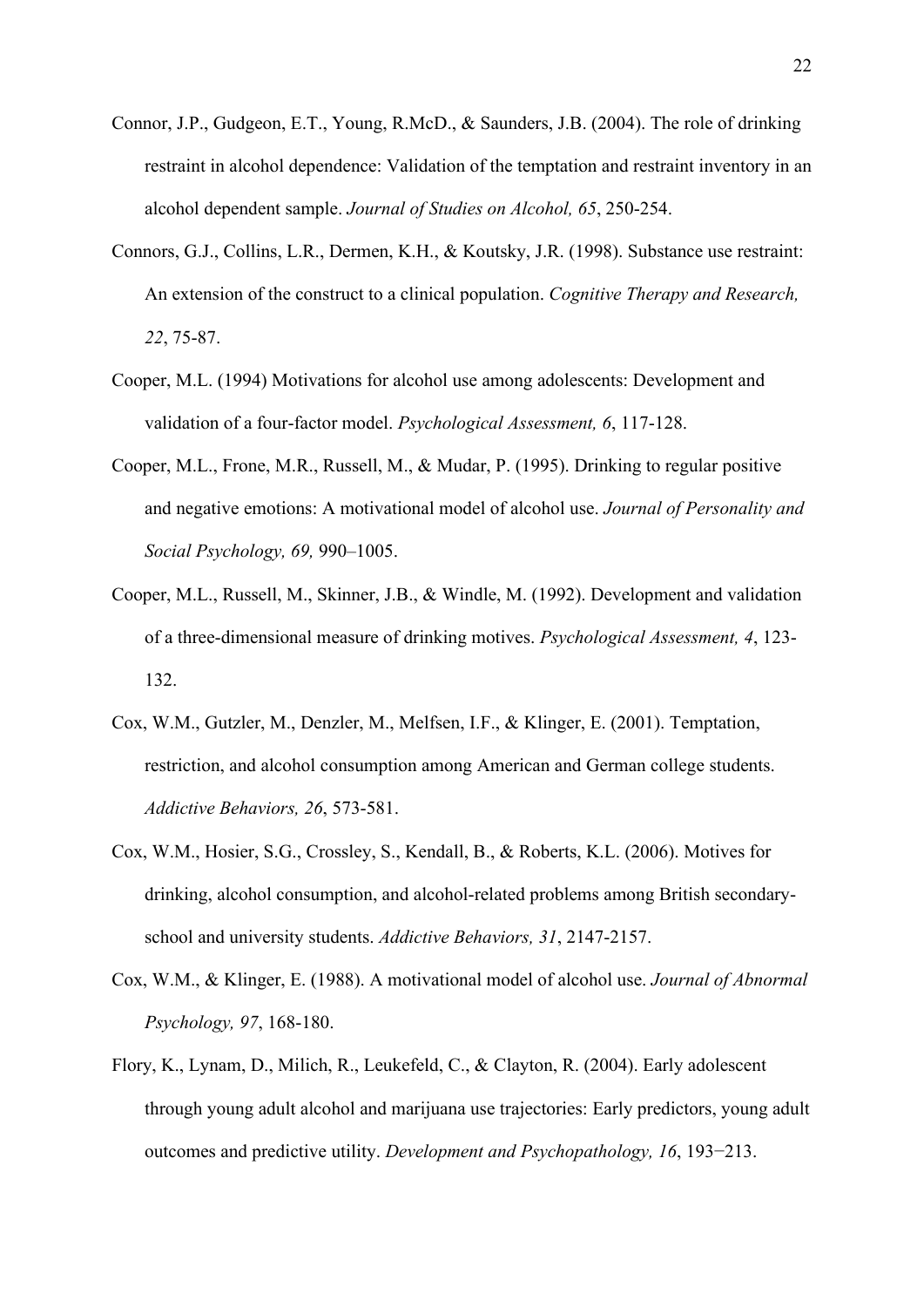Connor, J.P., Gudgeon, E.T., Young, R.McD., & Saunders, J.B. (2004). The role of drinking restraint in alcohol dependence: Validation of the temptation and restraint inventory in an alcohol dependent sample. *Journal of Studies on Alcohol, 65*, 250-254.

Connors, G.J., Collins, L.R., Dermen, K.H., & Koutsky, J.R. (1998). Substance use restraint: An extension of the construct to a clinical population. *Cognitive Therapy and Research, 22*, 75-87.

Cooper, M.L. (1994) Motivations for alcohol use among adolescents: Development and validation of a four-factor model. *Psychological Assessment, 6*, 117-128.

Cooper, M.L., Frone, M.R., Russell, M., & Mudar, P. (1995). Drinking to regular positive and negative emotions: A motivational model of alcohol use. *Journal of Personality and Social Psychology, 69,* 990–1005.

Cooper, M.L., Russell, M., Skinner, J.B., & Windle, M. (1992). Development and validation of a three-dimensional measure of drinking motives. *Psychological Assessment, 4*, 123-132.

Cox, W.M., Gutzler, M., Denzler, M., Melfsen, I.F., & Klinger, E. (2001). Temptation, restriction, and alcohol consumption among American and German college students. *Addictive Behaviors, 26*, 573-581.

Cox, W.M., Hosier, S.G., Crossley, S., Kendall, B., & Roberts, K.L. (2006). Motives for drinking, alcohol consumption, and alcohol-related problems among British secondary-school and university students. *Addictive Behaviors, 31*, 2147-2157.

Cox, W.M., & Klinger, E. (1988). A motivational model of alcohol use. *Journal of Abnormal Psychology, 97*, 168-180.

Flory, K., Lynam, D., Milich, R., Leukefeld, C., & Clayton, R. (2004). Early adolescent through young adult alcohol and marijuana use trajectories: Early predictors, young adult outcomes and predictive utility. *Development and Psychopathology, 16*, 193−213.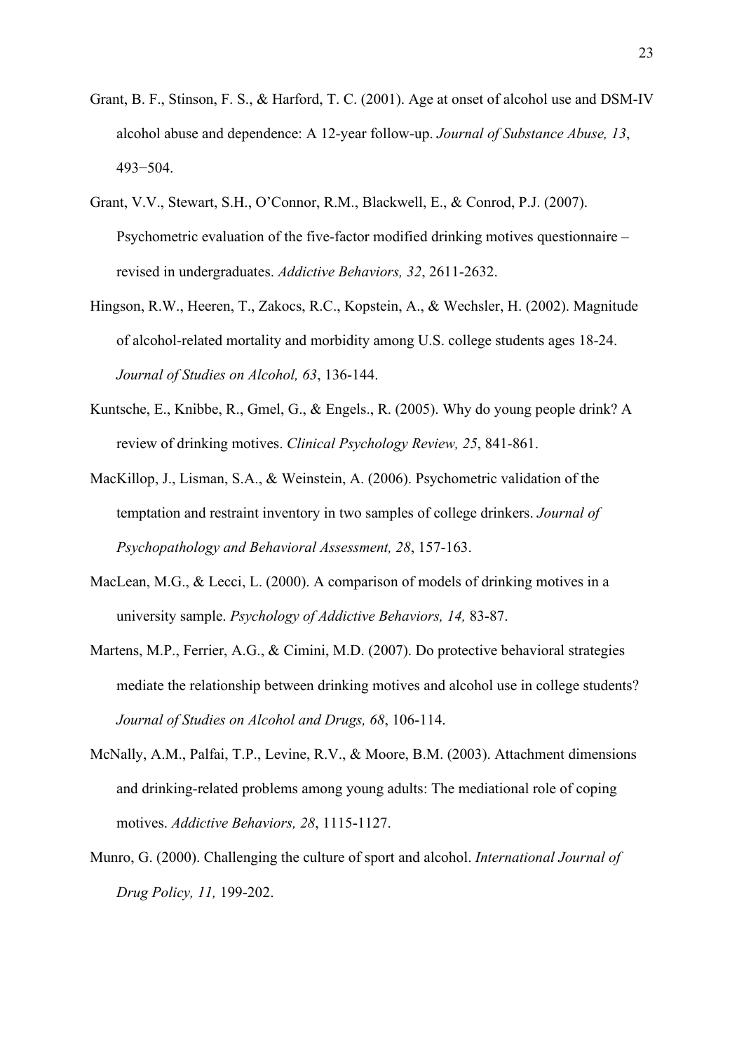Grant, B. F., Stinson, F. S., & Harford, T. C. (2001). Age at onset of alcohol use and DSM-IV alcohol abuse and dependence: A 12-year follow-up. *Journal of Substance Abuse, 13*, 493−504.

Grant, V.V., Stewart, S.H., O'Connor, R.M., Blackwell, E., & Conrod, P.J. (2007). Psychometric evaluation of the five-factor modified drinking motives questionnaire – revised in undergraduates. *Addictive Behaviors, 32*, 2611-2632.

Hingson, R.W., Heeren, T., Zakocs, R.C., Kopstein, A., & Wechsler, H. (2002). Magnitude of alcohol-related mortality and morbidity among U.S. college students ages 18-24. *Journal of Studies on Alcohol, 63*, 136-144.

Kuntsche, E., Knibbe, R., Gmel, G., & Engels., R. (2005). Why do young people drink? A review of drinking motives. *Clinical Psychology Review, 25*, 841-861.

MacKillop, J., Lisman, S.A., & Weinstein, A. (2006). Psychometric validation of the temptation and restraint inventory in two samples of college drinkers. *Journal of Psychopathology and Behavioral Assessment, 28*, 157-163.

MacLean, M.G., & Lecci, L. (2000). A comparison of models of drinking motives in a university sample. *Psychology of Addictive Behaviors, 14,* 83-87.

Martens, M.P., Ferrier, A.G., & Cimini, M.D. (2007). Do protective behavioral strategies mediate the relationship between drinking motives and alcohol use in college students? *Journal of Studies on Alcohol and Drugs, 68*, 106-114.

McNally, A.M., Palfai, T.P., Levine, R.V., & Moore, B.M. (2003). Attachment dimensions and drinking-related problems among young adults: The mediational role of coping motives. *Addictive Behaviors, 28*, 1115-1127.

Munro, G. (2000). Challenging the culture of sport and alcohol. *International Journal of Drug Policy, 11,* 199-202.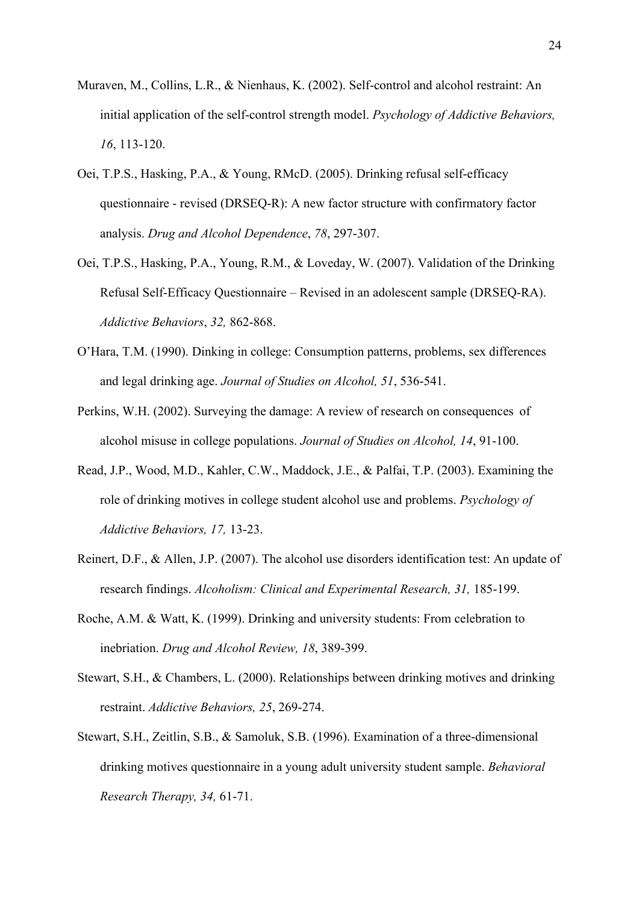Muraven, M., Collins, L.R., & Nienhaus, K. (2002). Self-control and alcohol restraint: An initial application of the self-control strength model. *Psychology of Addictive Behaviors, 16*, 113-120.

Oei, T.P.S., Hasking, P.A., & Young, RMcD. (2005). Drinking refusal self-efficacy questionnaire - revised (DRSEQ-R): A new factor structure with confirmatory factor analysis. *Drug and Alcohol Dependence*, *78*, 297-307.

Oei, T.P.S., Hasking, P.A., Young, R.M., & Loveday, W. (2007). Validation of the Drinking Refusal Self-Efficacy Questionnaire – Revised in an adolescent sample (DRSEQ-RA). *Addictive Behaviors*, *32,* 862-868.

O'Hara, T.M. (1990). Dinking in college: Consumption patterns, problems, sex differences and legal drinking age. *Journal of Studies on Alcohol, 51*, 536-541.

Perkins, W.H. (2002). Surveying the damage: A review of research on consequences of alcohol misuse in college populations. *Journal of Studies on Alcohol, 14*, 91-100.

Read, J.P., Wood, M.D., Kahler, C.W., Maddock, J.E., & Palfai, T.P. (2003). Examining the role of drinking motives in college student alcohol use and problems. *Psychology of Addictive Behaviors, 17,* 13-23.

Reinert, D.F., & Allen, J.P. (2007). The alcohol use disorders identification test: An update of research findings. *Alcoholism: Clinical and Experimental Research, 31,* 185-199.

Roche, A.M. & Watt, K. (1999). Drinking and university students: From celebration to inebriation. *Drug and Alcohol Review, 18*, 389-399.

Stewart, S.H., & Chambers, L. (2000). Relationships between drinking motives and drinking restraint. *Addictive Behaviors, 25*, 269-274.

Stewart, S.H., Zeitlin, S.B., & Samoluk, S.B. (1996). Examination of a three-dimensional drinking motives questionnaire in a young adult university student sample. *Behavioral Research Therapy, 34,* 61-71.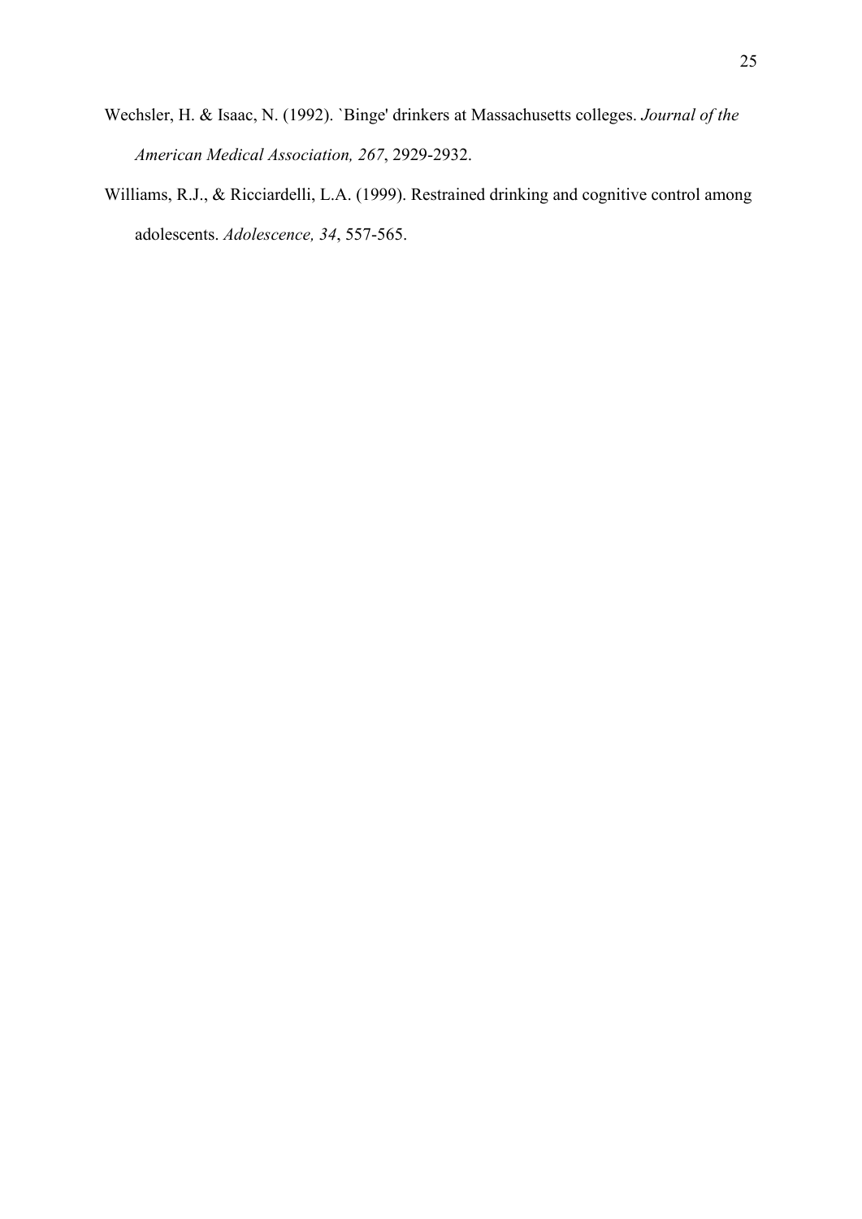Wechsler, H. & Isaac, N. (1992). `Binge' drinkers at Massachusetts colleges. *Journal of the American Medical Association, 267*, 2929-2932.

Williams, R.J., & Ricciardelli, L.A. (1999). Restrained drinking and cognitive control among adolescents. *Adolescence, 34*, 557-565.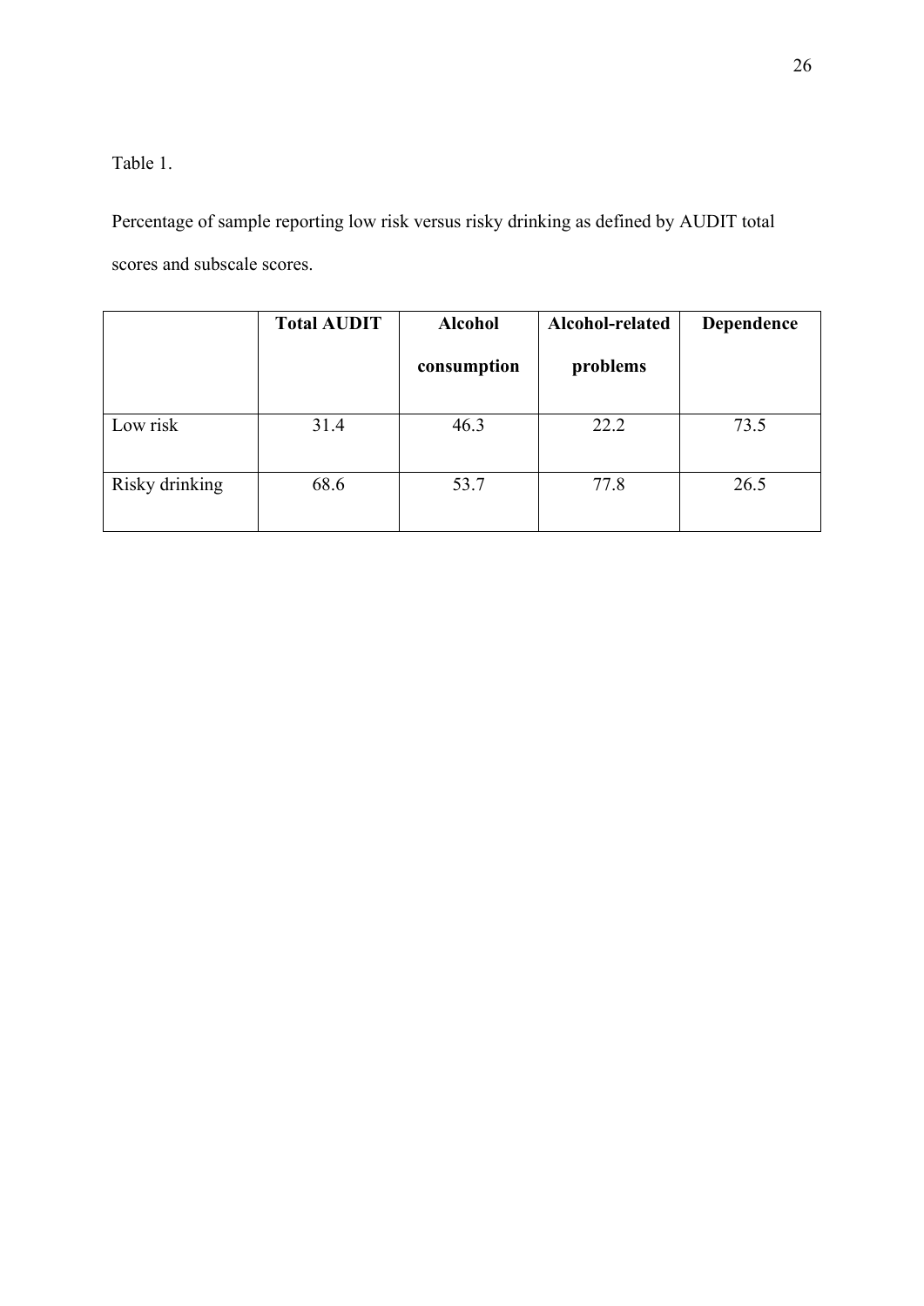Table 1.

Percentage of sample reporting low risk versus risky drinking as defined by AUDIT total scores and subscale scores.

| | **Total AUDIT** | **Alcohol consumption** | **Alcohol-related problems** | **Dependence** |
|---|---|---|---|---|
| Low risk | 31.4 | 46.3 | 22.2 | 73.5 |
| Risky drinking | 68.6 | 53.7 | 77.8 | 26.5 |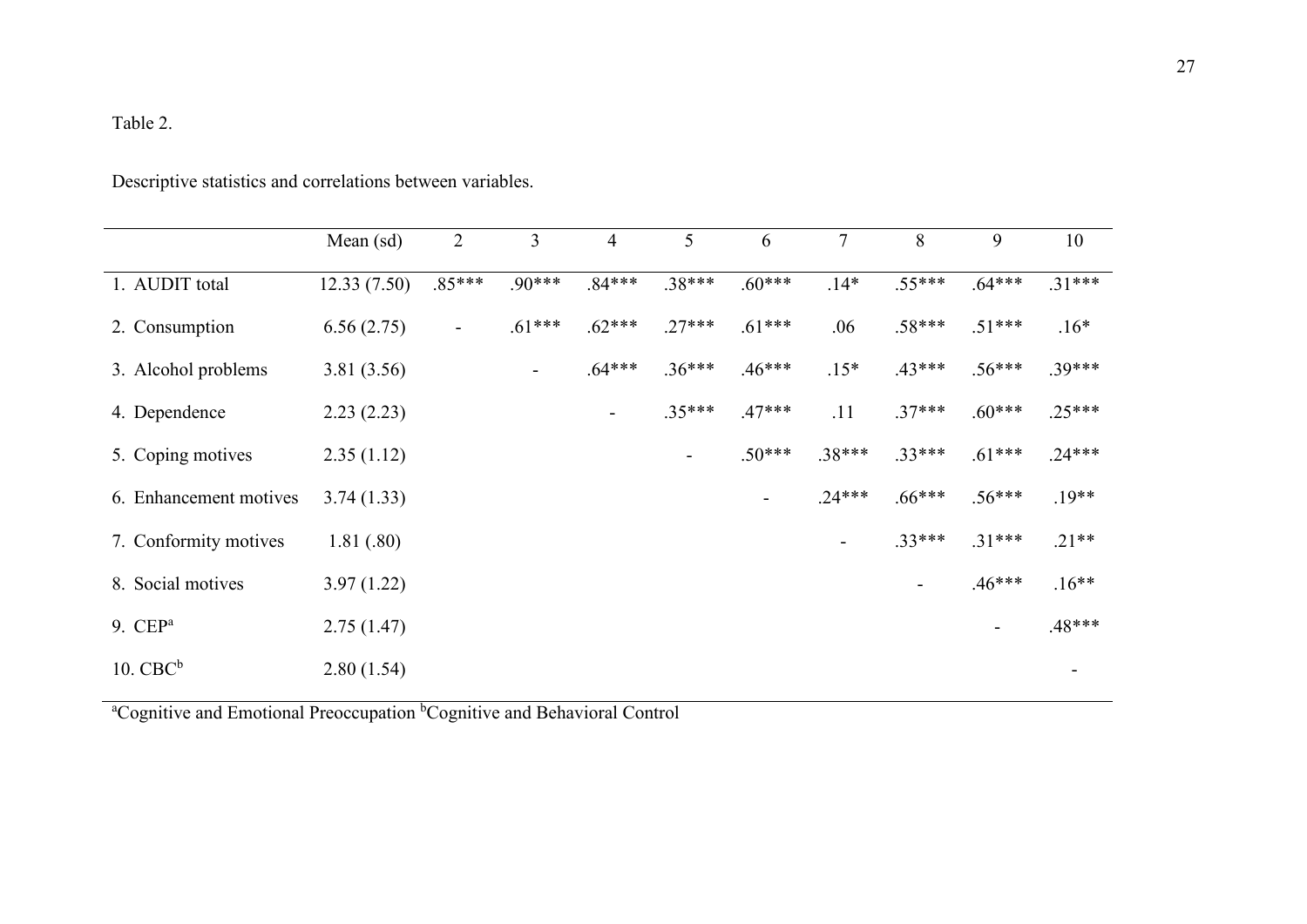Table 2.

Descriptive statistics and correlations between variables.

| | Mean (sd) | 2 | 3 | 4 | 5 | 6 | 7 | 8 | 9 | 10 |
|---|---|---|---|---|---|---|---|---|---|---|
| 1. AUDIT total | 12.33 (7.50) | .85*** | .90*** | .84*** | .38*** | .60*** | .14* | .55*** | .64*** | .31*** |
| 2. Consumption | 6.56 (2.75) | - | .61*** | .62*** | .27*** | .61*** | .06 | .58*** | .51*** | .16* |
| 3. Alcohol problems | 3.81 (3.56) | | - | .64*** | .36*** | .46*** | .15* | .43*** | .56*** | .39*** |
| 4. Dependence | 2.23 (2.23) | | | - | .35*** | .47*** | .11 | .37*** | .60*** | .25*** |
| 5. Coping motives | 2.35 (1.12) | | | | - | .50*** | .38*** | .33*** | .61*** | .24*** |
| 6. Enhancement motives | 3.74 (1.33) | | | | | - | .24*** | .66*** | .56*** | .19** |
| 7. Conformity motives | 1.81 (.80) | | | | | | - | .33*** | .31*** | .21** |
| 8. Social motives | 3.97 (1.22) | | | | | | | - | .46*** | .16** |
| 9. CEP[a] | 2.75 (1.47) | | | | | | | | - | .48*** |
| 10. CBC[b] | 2.80 (1.54) | | | | | | | | | - |

[a]Cognitive and Emotional Preoccupation [b]Cognitive and Behavioral Control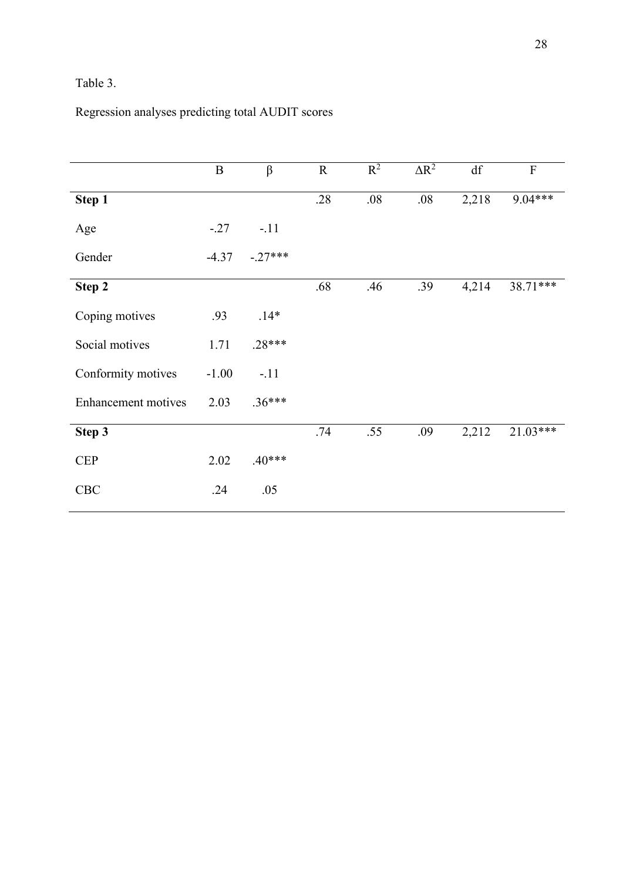Table 3.

Regression analyses predicting total AUDIT scores

| | B | β | R | $R^2$ | $\Delta R^2$ | df | F |
|---|---|---|---|---|---|---|---|
| **Step 1** | | | .28 | .08 | .08 | 2,218 | 9.04*** |
| Age | -.27 | -.11 | | | | | |
| Gender | -4.37 | -.27*** | | | | | |
| **Step 2** | | | .68 | .46 | .39 | 4,214 | 38.71*** |
| Coping motives | .93 | .14* | | | | | |
| Social motives | 1.71 | .28*** | | | | | |
| Conformity motives | -1.00 | -.11 | | | | | |
| Enhancement motives | 2.03 | .36*** | | | | | |
| **Step 3** | | | .74 | .55 | .09 | 2,212 | 21.03*** |
| CEP | 2.02 | .40*** | | | | | |
| CBC | .24 | .05 | | | | | |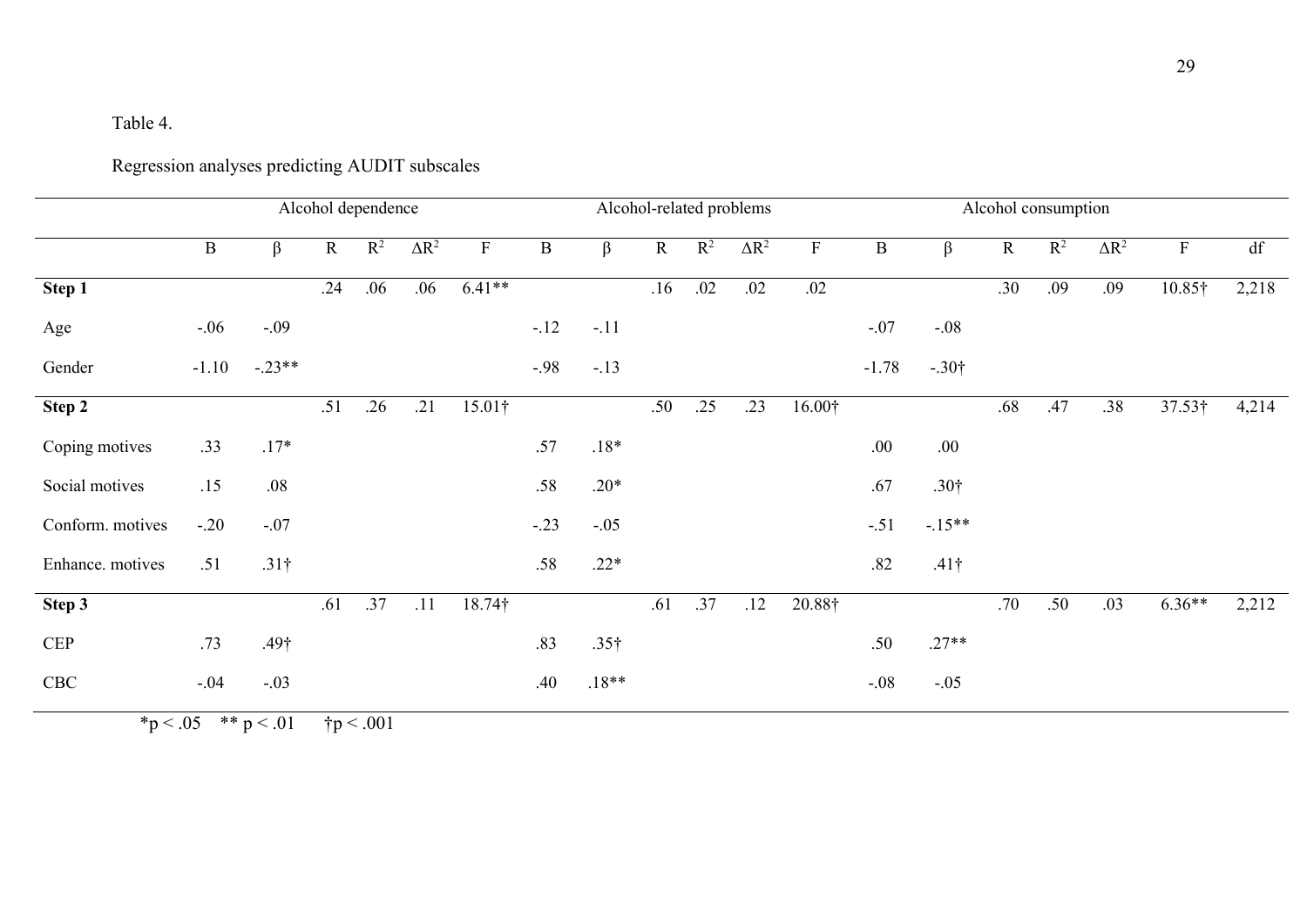Table 4.

Regression analyses predicting AUDIT subscales

| | Alcohol dependence | | | | | | Alcohol-related problems | | | | | | Alcohol consumption | | | | | | |
|---|---|---|---|---|---|---|---|---|---|---|---|---|---|---|---|---|---|---|---|
| | B | β | R | $R^2$ | $\Delta R^2$ | F | B | β | R | $R^2$ | $\Delta R^2$ | F | B | β | R | $R^2$ | $\Delta R^2$ | F | df |
| **Step 1** | | | .24 | .06 | .06 | 6.41** | | | .16 | .02 | .02 | .02 | | | .30 | .09 | .09 | 10.85† | 2,218 |
| Age | -.06 | -.09 | | | | | -.12 | -.11 | | | | | -.07 | -.08 | | | | | |
| Gender | -1.10 | -.23** | | | | | -.98 | -.13 | | | | | -1.78 | -.30† | | | | | |
| **Step 2** | | | .51 | .26 | .21 | 15.01† | | | .50 | .25 | .23 | 16.00† | | | .68 | .47 | .38 | 37.53† | 4,214 |
| Coping motives | .33 | .17* | | | | | .57 | .18* | | | | | .00 | .00 | | | | | |
| Social motives | .15 | .08 | | | | | .58 | .20* | | | | | .67 | .30† | | | | | |
| Conform. motives | -.20 | -.07 | | | | | -.23 | -.05 | | | | | -.51 | -.15** | | | | | |
| Enhance. motives | .51 | .31† | | | | | .58 | .22* | | | | | .82 | .41† | | | | | |
| **Step 3** | | | .61 | .37 | .11 | 18.74† | | | .61 | .37 | .12 | 20.88† | | | .70 | .50 | .03 | 6.36** | 2,212 |
| CEP | .73 | .49† | | | | | .83 | .35† | | | | | .50 | .27** | | | | | |
| CBC | -.04 | -.03 | | | | | .40 | .18** | | | | | -.08 | -.05 | | | | | |

*p < .05 ** p < .01 †p < .001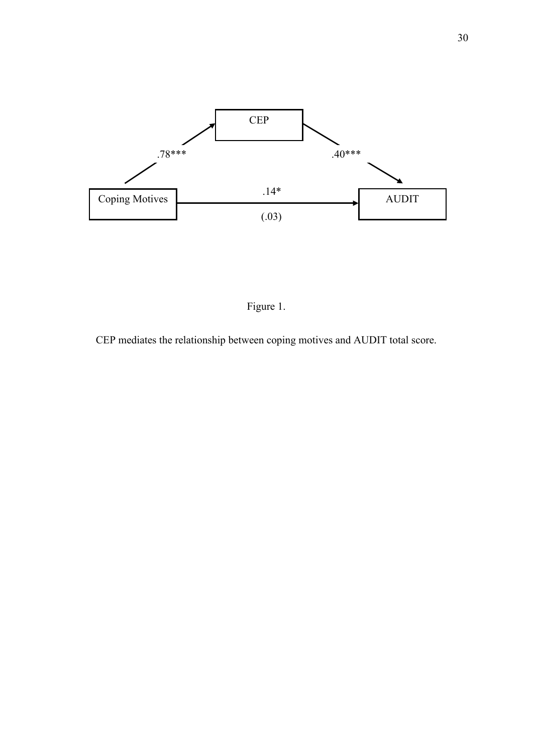CEP

Coping Motives

AUDIT

.78***

.40***

.14*

(.03)

Figure 1.

CEP mediates the relationship between coping motives and AUDIT total score.